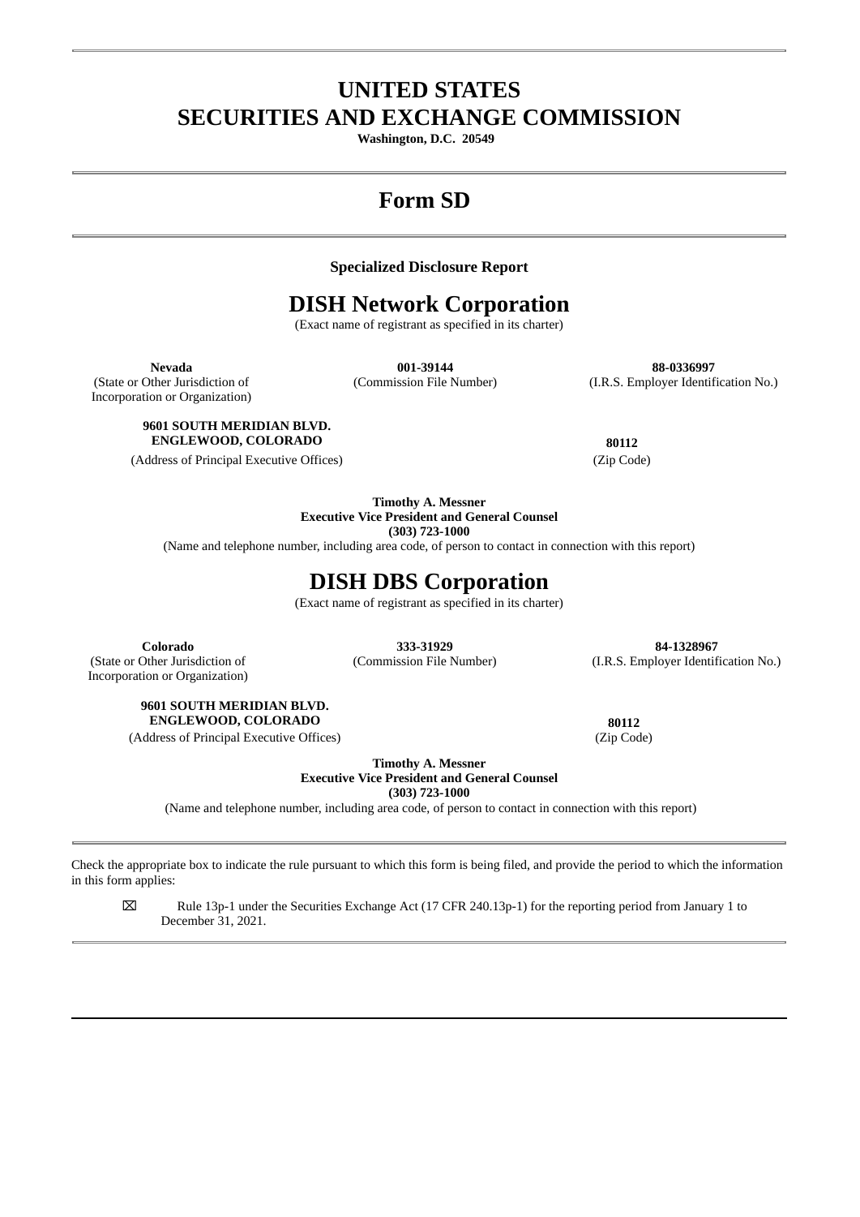# UNITED STATES
# SECURITIES AND EXCHANGE COMMISSION

**Washington, D.C. 20549**

# Form SD

**Specialized Disclosure Report**

# DISH Network Corporation

(Exact name of registrant as specified in its charter)

| **Nevada** | **001-39144** | **88-0336997** |
|---|---|---|
| (State or Other Jurisdiction of Incorporation or Organization) | (Commission File Number) | (I.R.S. Employer Identification No.) |

| **9601 SOUTH MERIDIAN BLVD. ENGLEWOOD, COLORADO** | **80112** |
|---|---|
| (Address of Principal Executive Offices) | (Zip Code) |

**Timothy A. Messner**
**Executive Vice President and General Counsel**
**(303) 723-1000**
(Name and telephone number, including area code, of person to contact in connection with this report)

# DISH DBS Corporation

(Exact name of registrant as specified in its charter)

| **Colorado** | **333-31929** | **84-1328967** |
|---|---|---|
| (State or Other Jurisdiction of Incorporation or Organization) | (Commission File Number) | (I.R.S. Employer Identification No.) |

| **9601 SOUTH MERIDIAN BLVD. ENGLEWOOD, COLORADO** | **80112** |
|---|---|
| (Address of Principal Executive Offices) | (Zip Code) |

**Timothy A. Messner**
**Executive Vice President and General Counsel**
**(303) 723-1000**
(Name and telephone number, including area code, of person to contact in connection with this report)

Check the appropriate box to indicate the rule pursuant to which this form is being filed, and provide the period to which the information in this form applies:

☒ Rule 13p-1 under the Securities Exchange Act (17 CFR 240.13p-1) for the reporting period from January 1 to December 31, 2021.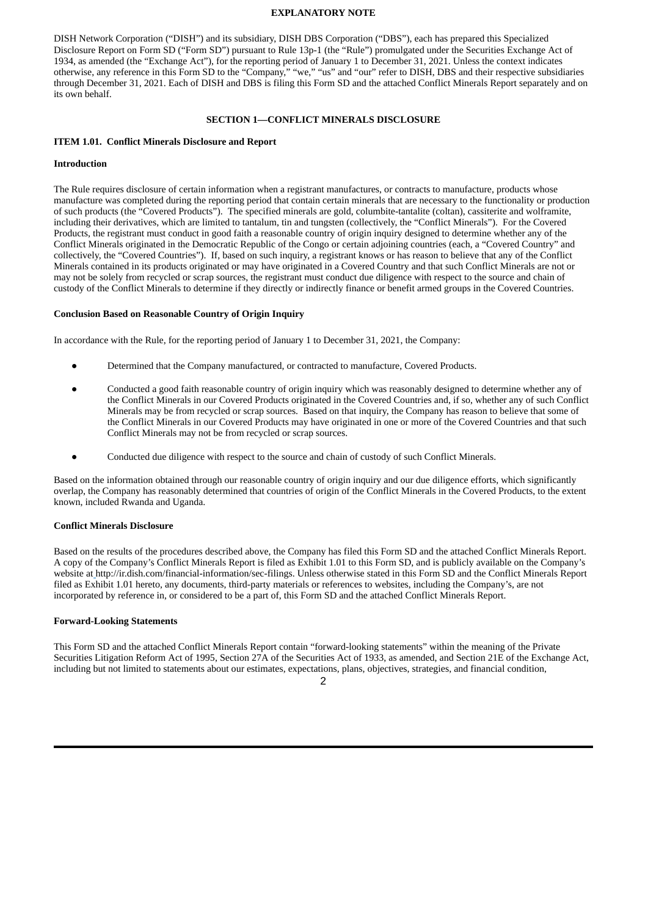## EXPLANATORY NOTE

DISH Network Corporation ("DISH") and its subsidiary, DISH DBS Corporation ("DBS"), each has prepared this Specialized Disclosure Report on Form SD ("Form SD") pursuant to Rule 13p-1 (the "Rule") promulgated under the Securities Exchange Act of 1934, as amended (the "Exchange Act"), for the reporting period of January 1 to December 31, 2021. Unless the context indicates otherwise, any reference in this Form SD to the "Company," "we," "us" and "our" refer to DISH, DBS and their respective subsidiaries through December 31, 2021. Each of DISH and DBS is filing this Form SD and the attached Conflict Minerals Report separately and on its own behalf.

## SECTION 1—CONFLICT MINERALS DISCLOSURE

### ITEM 1.01. Conflict Minerals Disclosure and Report

**Introduction**

The Rule requires disclosure of certain information when a registrant manufactures, or contracts to manufacture, products whose manufacture was completed during the reporting period that contain certain minerals that are necessary to the functionality or production of such products (the "Covered Products"). The specified minerals are gold, columbite-tantalite (coltan), cassiterite and wolframite, including their derivatives, which are limited to tantalum, tin and tungsten (collectively, the "Conflict Minerals"). For the Covered Products, the registrant must conduct in good faith a reasonable country of origin inquiry designed to determine whether any of the Conflict Minerals originated in the Democratic Republic of the Congo or certain adjoining countries (each, a "Covered Country" and collectively, the "Covered Countries"). If, based on such inquiry, a registrant knows or has reason to believe that any of the Conflict Minerals contained in its products originated or may have originated in a Covered Country and that such Conflict Minerals are not or may not be solely from recycled or scrap sources, the registrant must conduct due diligence with respect to the source and chain of custody of the Conflict Minerals to determine if they directly or indirectly finance or benefit armed groups in the Covered Countries.

**Conclusion Based on Reasonable Country of Origin Inquiry**

In accordance with the Rule, for the reporting period of January 1 to December 31, 2021, the Company:

- Determined that the Company manufactured, or contracted to manufacture, Covered Products.
- Conducted a good faith reasonable country of origin inquiry which was reasonably designed to determine whether any of the Conflict Minerals in our Covered Products originated in the Covered Countries and, if so, whether any of such Conflict Minerals may be from recycled or scrap sources. Based on that inquiry, the Company has reason to believe that some of the Conflict Minerals in our Covered Products may have originated in one or more of the Covered Countries and that such Conflict Minerals may not be from recycled or scrap sources.
- Conducted due diligence with respect to the source and chain of custody of such Conflict Minerals.

Based on the information obtained through our reasonable country of origin inquiry and our due diligence efforts, which significantly overlap, the Company has reasonably determined that countries of origin of the Conflict Minerals in the Covered Products, to the extent known, included Rwanda and Uganda.

**Conflict Minerals Disclosure**

Based on the results of the procedures described above, the Company has filed this Form SD and the attached Conflict Minerals Report. A copy of the Company's Conflict Minerals Report is filed as Exhibit 1.01 to this Form SD, and is publicly available on the Company's website at http://ir.dish.com/financial-information/sec-filings. Unless otherwise stated in this Form SD and the Conflict Minerals Report filed as Exhibit 1.01 hereto, any documents, third-party materials or references to websites, including the Company's, are not incorporated by reference in, or considered to be a part of, this Form SD and the attached Conflict Minerals Report.

**Forward-Looking Statements**

This Form SD and the attached Conflict Minerals Report contain "forward-looking statements" within the meaning of the Private Securities Litigation Reform Act of 1995, Section 27A of the Securities Act of 1933, as amended, and Section 21E of the Exchange Act, including but not limited to statements about our estimates, expectations, plans, objectives, strategies, and financial condition,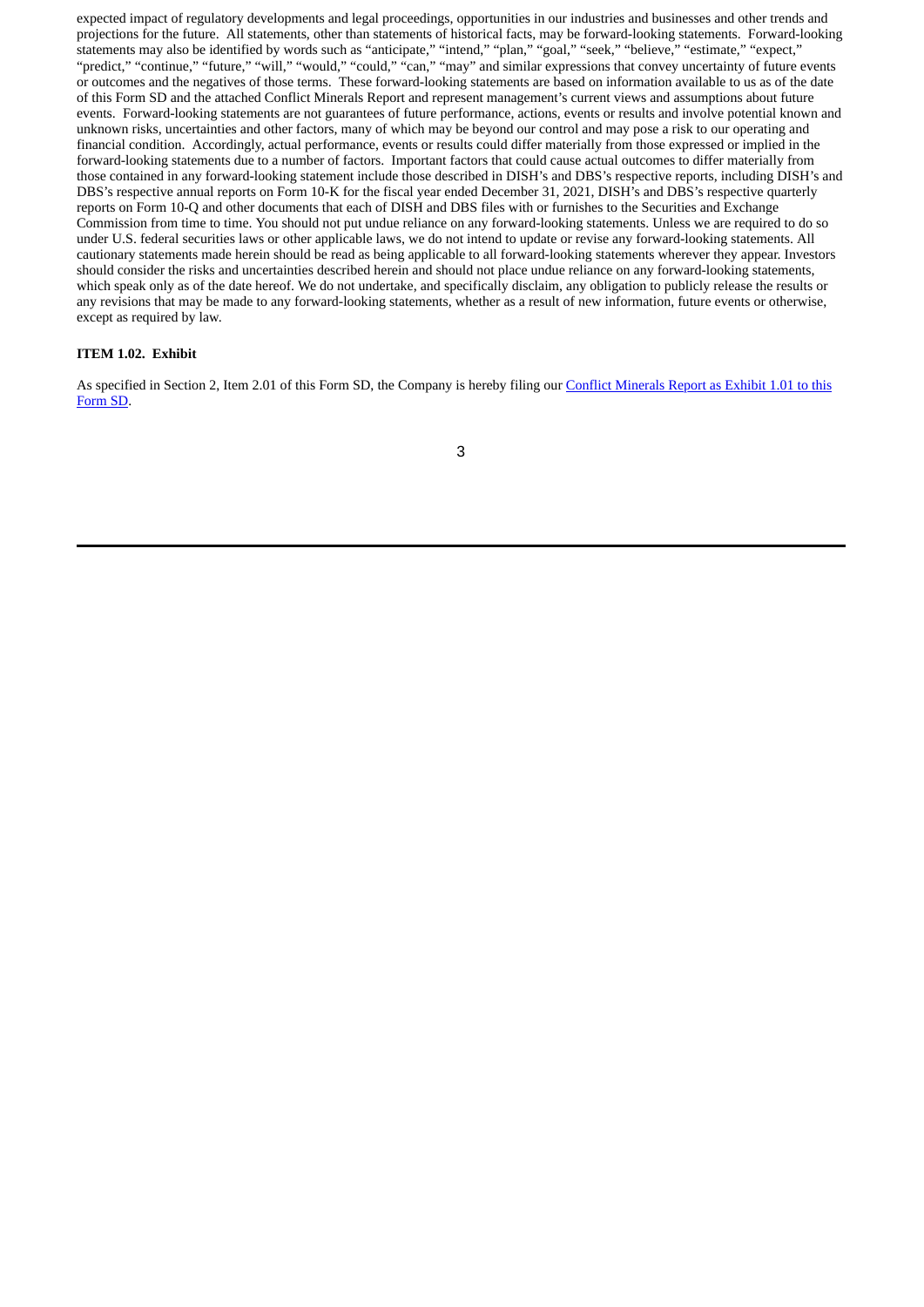expected impact of regulatory developments and legal proceedings, opportunities in our industries and businesses and other trends and projections for the future. All statements, other than statements of historical facts, may be forward-looking statements. Forward-looking statements may also be identified by words such as "anticipate," "intend," "plan," "goal," "seek," "believe," "estimate," "expect," "predict," "continue," "future," "will," "would," "could," "can," "may" and similar expressions that convey uncertainty of future events or outcomes and the negatives of those terms. These forward-looking statements are based on information available to us as of the date of this Form SD and the attached Conflict Minerals Report and represent management's current views and assumptions about future events. Forward-looking statements are not guarantees of future performance, actions, events or results and involve potential known and unknown risks, uncertainties and other factors, many of which may be beyond our control and may pose a risk to our operating and financial condition. Accordingly, actual performance, events or results could differ materially from those expressed or implied in the forward-looking statements due to a number of factors. Important factors that could cause actual outcomes to differ materially from those contained in any forward-looking statement include those described in DISH's and DBS's respective reports, including DISH's and DBS's respective annual reports on Form 10-K for the fiscal year ended December 31, 2021, DISH's and DBS's respective quarterly reports on Form 10-Q and other documents that each of DISH and DBS files with or furnishes to the Securities and Exchange Commission from time to time. You should not put undue reliance on any forward-looking statements. Unless we are required to do so under U.S. federal securities laws or other applicable laws, we do not intend to update or revise any forward-looking statements. All cautionary statements made herein should be read as being applicable to all forward-looking statements wherever they appear. Investors should consider the risks and uncertainties described herein and should not place undue reliance on any forward-looking statements, which speak only as of the date hereof. We do not undertake, and specifically disclaim, any obligation to publicly release the results or any revisions that may be made to any forward-looking statements, whether as a result of new information, future events or otherwise, except as required by law.

**ITEM 1.02. Exhibit**

As specified in Section 2, Item 2.01 of this Form SD, the Company is hereby filing our Conflict Minerals Report as Exhibit 1.01 to this Form SD.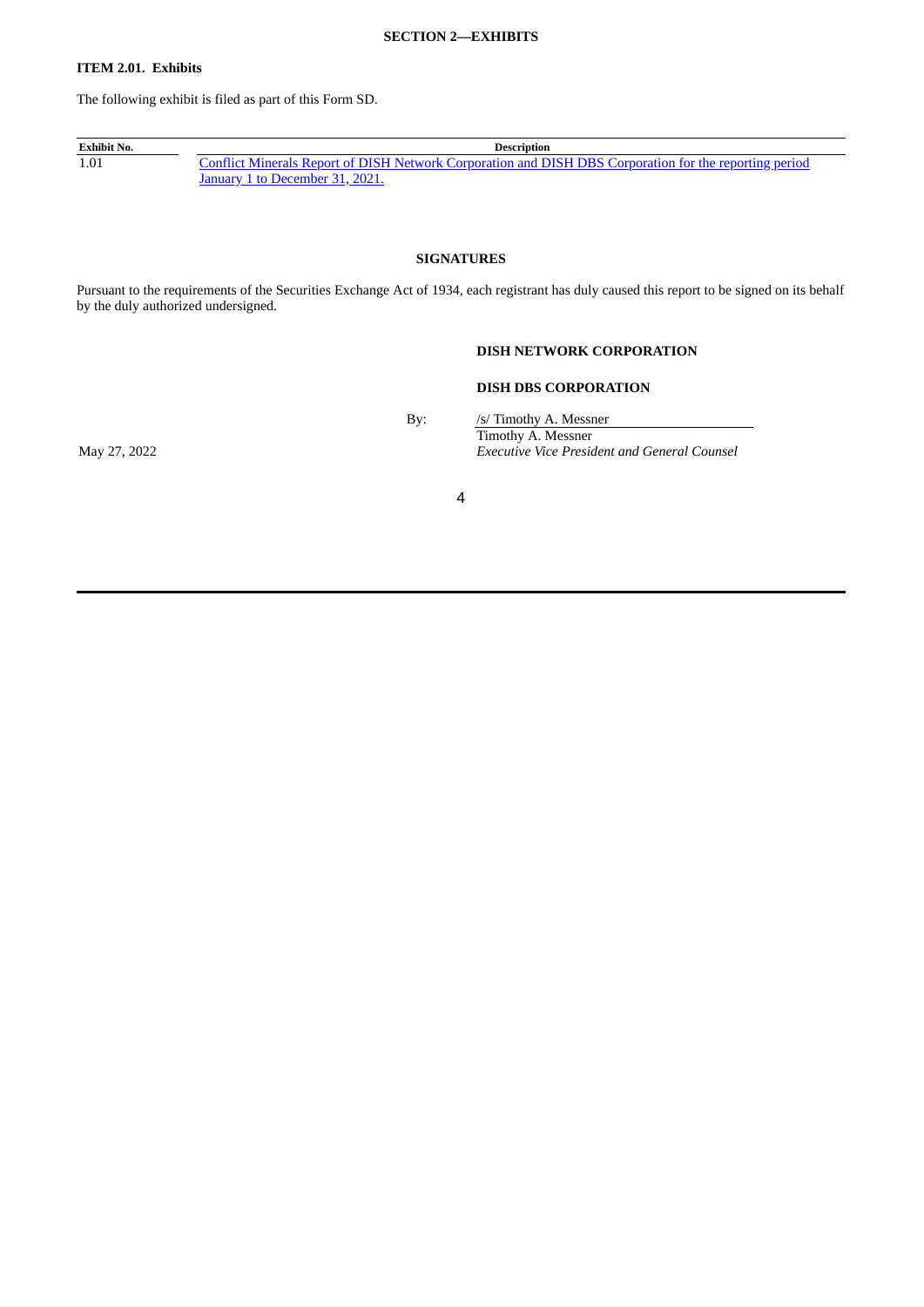## SECTION 2—EXHIBITS

### ITEM 2.01. Exhibits

The following exhibit is filed as part of this Form SD.

| Exhibit No. | Description |
|---|---|
| 1.01 | Conflict Minerals Report of DISH Network Corporation and DISH DBS Corporation for the reporting period January 1 to December 31, 2021. |

## SIGNATURES

Pursuant to the requirements of the Securities Exchange Act of 1934, each registrant has duly caused this report to be signed on its behalf by the duly authorized undersigned.

**DISH NETWORK CORPORATION**

**DISH DBS CORPORATION**

By: /s/ Timothy A. Messner
Timothy A. Messner
*Executive Vice President and General Counsel*

May 27, 2022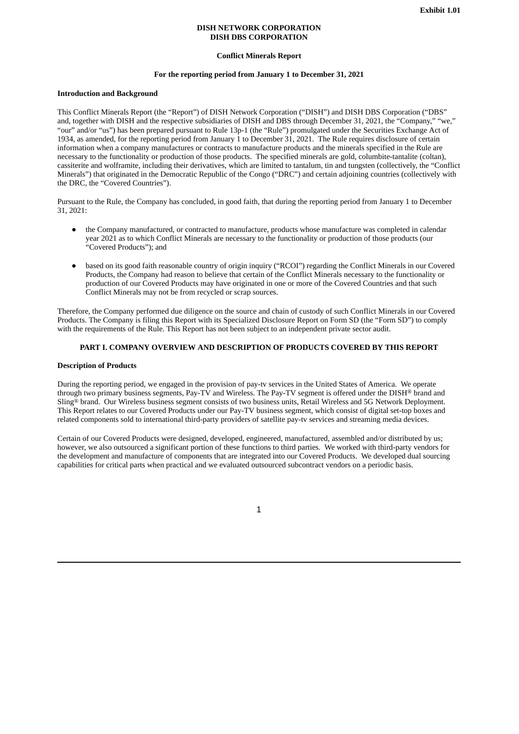Exhibit 1.01

**DISH NETWORK CORPORATION**
**DISH DBS CORPORATION**

**Conflict Minerals Report**

**For the reporting period from January 1 to December 31, 2021**

**Introduction and Background**

This Conflict Minerals Report (the "Report") of DISH Network Corporation ("DISH") and DISH DBS Corporation ("DBS" and, together with DISH and the respective subsidiaries of DISH and DBS through December 31, 2021, the "Company," "we," "our" and/or "us") has been prepared pursuant to Rule 13p-1 (the "Rule") promulgated under the Securities Exchange Act of 1934, as amended, for the reporting period from January 1 to December 31, 2021. The Rule requires disclosure of certain information when a company manufactures or contracts to manufacture products and the minerals specified in the Rule are necessary to the functionality or production of those products. The specified minerals are gold, columbite-tantalite (coltan), cassiterite and wolframite, including their derivatives, which are limited to tantalum, tin and tungsten (collectively, the "Conflict Minerals") that originated in the Democratic Republic of the Congo ("DRC") and certain adjoining countries (collectively with the DRC, the "Covered Countries").

Pursuant to the Rule, the Company has concluded, in good faith, that during the reporting period from January 1 to December 31, 2021:

- the Company manufactured, or contracted to manufacture, products whose manufacture was completed in calendar year 2021 as to which Conflict Minerals are necessary to the functionality or production of those products (our "Covered Products"); and
- based on its good faith reasonable country of origin inquiry ("RCOI") regarding the Conflict Minerals in our Covered Products, the Company had reason to believe that certain of the Conflict Minerals necessary to the functionality or production of our Covered Products may have originated in one or more of the Covered Countries and that such Conflict Minerals may not be from recycled or scrap sources.

Therefore, the Company performed due diligence on the source and chain of custody of such Conflict Minerals in our Covered Products. The Company is filing this Report with its Specialized Disclosure Report on Form SD (the "Form SD") to comply with the requirements of the Rule. This Report has not been subject to an independent private sector audit.

## PART I. COMPANY OVERVIEW AND DESCRIPTION OF PRODUCTS COVERED BY THIS REPORT

**Description of Products**

During the reporting period, we engaged in the provision of pay-tv services in the United States of America. We operate through two primary business segments, Pay-TV and Wireless. The Pay-TV segment is offered under the DISH® brand and Sling® brand. Our Wireless business segment consists of two business units, Retail Wireless and 5G Network Deployment. This Report relates to our Covered Products under our Pay-TV business segment, which consist of digital set-top boxes and related components sold to international third-party providers of satellite pay-tv services and streaming media devices.

Certain of our Covered Products were designed, developed, engineered, manufactured, assembled and/or distributed by us; however, we also outsourced a significant portion of these functions to third parties. We worked with third-party vendors for the development and manufacture of components that are integrated into our Covered Products. We developed dual sourcing capabilities for critical parts when practical and we evaluated outsourced subcontract vendors on a periodic basis.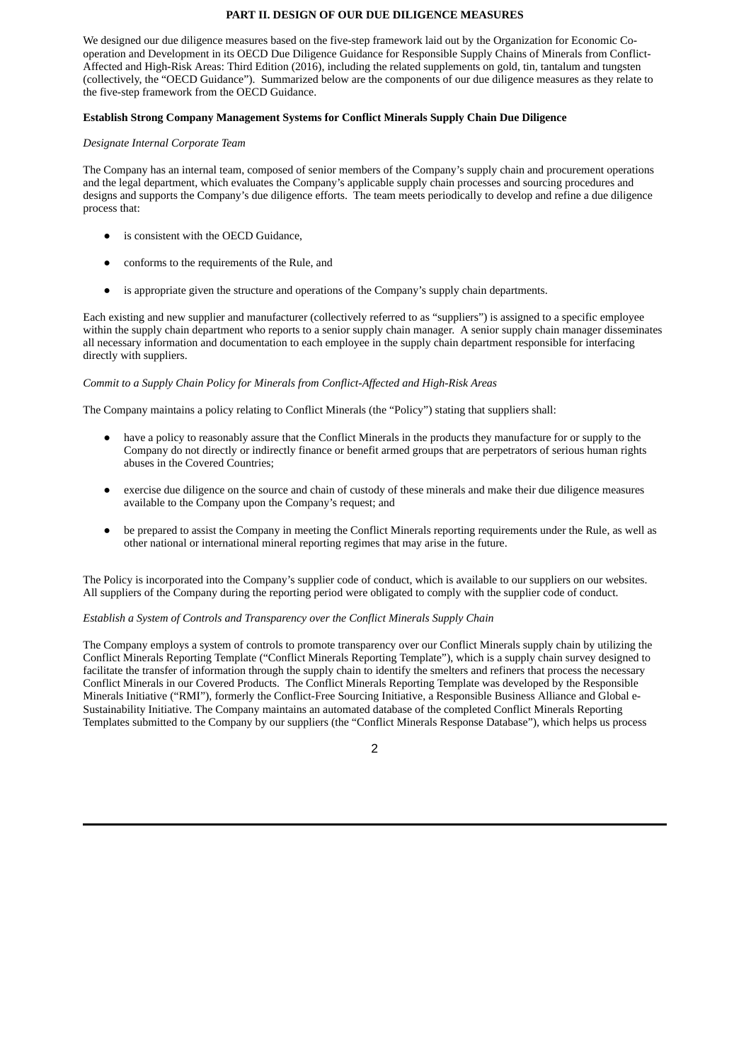## PART II. DESIGN OF OUR DUE DILIGENCE MEASURES

We designed our due diligence measures based on the five-step framework laid out by the Organization for Economic Co-operation and Development in its OECD Due Diligence Guidance for Responsible Supply Chains of Minerals from Conflict-Affected and High-Risk Areas: Third Edition (2016), including the related supplements on gold, tin, tantalum and tungsten (collectively, the "OECD Guidance"). Summarized below are the components of our due diligence measures as they relate to the five-step framework from the OECD Guidance.

### Establish Strong Company Management Systems for Conflict Minerals Supply Chain Due Diligence

*Designate Internal Corporate Team*

The Company has an internal team, composed of senior members of the Company's supply chain and procurement operations and the legal department, which evaluates the Company's applicable supply chain processes and sourcing procedures and designs and supports the Company's due diligence efforts. The team meets periodically to develop and refine a due diligence process that:

- is consistent with the OECD Guidance,
- conforms to the requirements of the Rule, and
- is appropriate given the structure and operations of the Company's supply chain departments.

Each existing and new supplier and manufacturer (collectively referred to as "suppliers") is assigned to a specific employee within the supply chain department who reports to a senior supply chain manager. A senior supply chain manager disseminates all necessary information and documentation to each employee in the supply chain department responsible for interfacing directly with suppliers.

*Commit to a Supply Chain Policy for Minerals from Conflict-Affected and High-Risk Areas*

The Company maintains a policy relating to Conflict Minerals (the "Policy") stating that suppliers shall:

- have a policy to reasonably assure that the Conflict Minerals in the products they manufacture for or supply to the Company do not directly or indirectly finance or benefit armed groups that are perpetrators of serious human rights abuses in the Covered Countries;
- exercise due diligence on the source and chain of custody of these minerals and make their due diligence measures available to the Company upon the Company's request; and
- be prepared to assist the Company in meeting the Conflict Minerals reporting requirements under the Rule, as well as other national or international mineral reporting regimes that may arise in the future.

The Policy is incorporated into the Company's supplier code of conduct, which is available to our suppliers on our websites. All suppliers of the Company during the reporting period were obligated to comply with the supplier code of conduct.

*Establish a System of Controls and Transparency over the Conflict Minerals Supply Chain*

The Company employs a system of controls to promote transparency over our Conflict Minerals supply chain by utilizing the Conflict Minerals Reporting Template ("Conflict Minerals Reporting Template"), which is a supply chain survey designed to facilitate the transfer of information through the supply chain to identify the smelters and refiners that process the necessary Conflict Minerals in our Covered Products. The Conflict Minerals Reporting Template was developed by the Responsible Minerals Initiative ("RMI"), formerly the Conflict-Free Sourcing Initiative, a Responsible Business Alliance and Global e-Sustainability Initiative. The Company maintains an automated database of the completed Conflict Minerals Reporting Templates submitted to the Company by our suppliers (the "Conflict Minerals Response Database"), which helps us process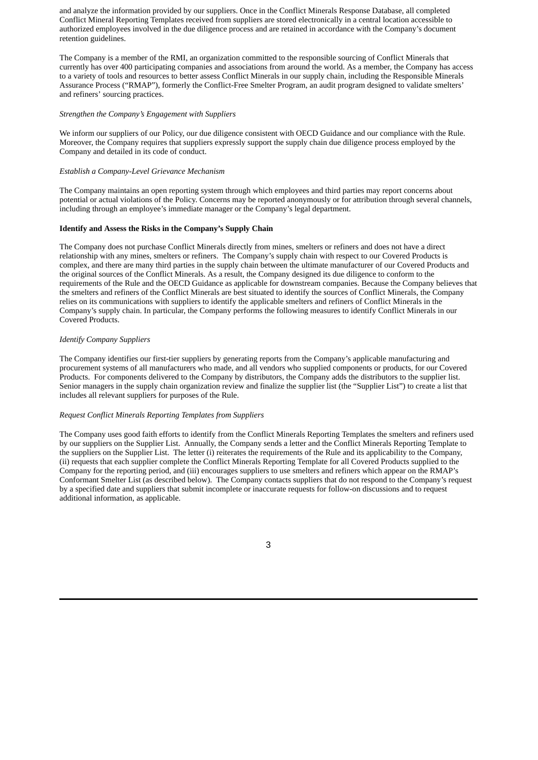and analyze the information provided by our suppliers. Once in the Conflict Minerals Response Database, all completed Conflict Mineral Reporting Templates received from suppliers are stored electronically in a central location accessible to authorized employees involved in the due diligence process and are retained in accordance with the Company's document retention guidelines.

The Company is a member of the RMI, an organization committed to the responsible sourcing of Conflict Minerals that currently has over 400 participating companies and associations from around the world. As a member, the Company has access to a variety of tools and resources to better assess Conflict Minerals in our supply chain, including the Responsible Minerals Assurance Process ("RMAP"), formerly the Conflict-Free Smelter Program, an audit program designed to validate smelters' and refiners' sourcing practices.

*Strengthen the Company's Engagement with Suppliers*

We inform our suppliers of our Policy, our due diligence consistent with OECD Guidance and our compliance with the Rule. Moreover, the Company requires that suppliers expressly support the supply chain due diligence process employed by the Company and detailed in its code of conduct.

*Establish a Company-Level Grievance Mechanism*

The Company maintains an open reporting system through which employees and third parties may report concerns about potential or actual violations of the Policy. Concerns may be reported anonymously or for attribution through several channels, including through an employee's immediate manager or the Company's legal department.

**Identify and Assess the Risks in the Company's Supply Chain**

The Company does not purchase Conflict Minerals directly from mines, smelters or refiners and does not have a direct relationship with any mines, smelters or refiners. The Company's supply chain with respect to our Covered Products is complex, and there are many third parties in the supply chain between the ultimate manufacturer of our Covered Products and the original sources of the Conflict Minerals. As a result, the Company designed its due diligence to conform to the requirements of the Rule and the OECD Guidance as applicable for downstream companies. Because the Company believes that the smelters and refiners of the Conflict Minerals are best situated to identify the sources of Conflict Minerals, the Company relies on its communications with suppliers to identify the applicable smelters and refiners of Conflict Minerals in the Company's supply chain. In particular, the Company performs the following measures to identify Conflict Minerals in our Covered Products.

*Identify Company Suppliers*

The Company identifies our first-tier suppliers by generating reports from the Company's applicable manufacturing and procurement systems of all manufacturers who made, and all vendors who supplied components or products, for our Covered Products. For components delivered to the Company by distributors, the Company adds the distributors to the supplier list. Senior managers in the supply chain organization review and finalize the supplier list (the "Supplier List") to create a list that includes all relevant suppliers for purposes of the Rule.

*Request Conflict Minerals Reporting Templates from Suppliers*

The Company uses good faith efforts to identify from the Conflict Minerals Reporting Templates the smelters and refiners used by our suppliers on the Supplier List. Annually, the Company sends a letter and the Conflict Minerals Reporting Template to the suppliers on the Supplier List. The letter (i) reiterates the requirements of the Rule and its applicability to the Company, (ii) requests that each supplier complete the Conflict Minerals Reporting Template for all Covered Products supplied to the Company for the reporting period, and (iii) encourages suppliers to use smelters and refiners which appear on the RMAP's Conformant Smelter List (as described below). The Company contacts suppliers that do not respond to the Company's request by a specified date and suppliers that submit incomplete or inaccurate requests for follow-on discussions and to request additional information, as applicable.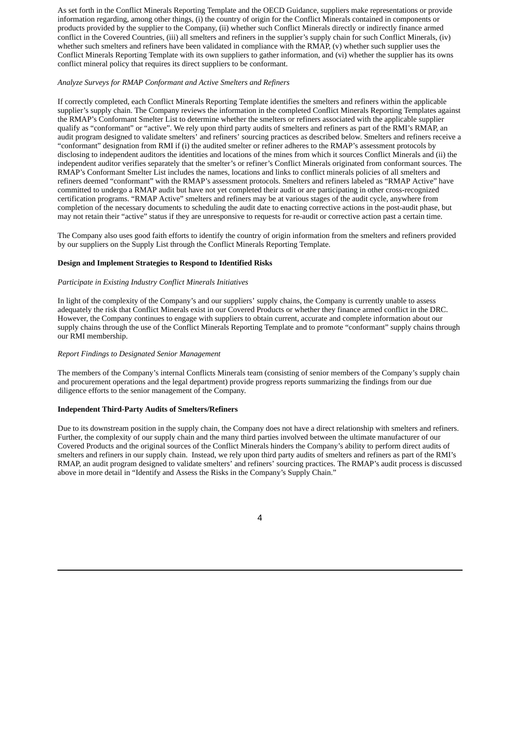As set forth in the Conflict Minerals Reporting Template and the OECD Guidance, suppliers make representations or provide information regarding, among other things, (i) the country of origin for the Conflict Minerals contained in components or products provided by the supplier to the Company, (ii) whether such Conflict Minerals directly or indirectly finance armed conflict in the Covered Countries, (iii) all smelters and refiners in the supplier's supply chain for such Conflict Minerals, (iv) whether such smelters and refiners have been validated in compliance with the RMAP, (v) whether such supplier uses the Conflict Minerals Reporting Template with its own suppliers to gather information, and (vi) whether the supplier has its owns conflict mineral policy that requires its direct suppliers to be conformant.

*Analyze Surveys for RMAP Conformant and Active Smelters and Refiners*

If correctly completed, each Conflict Minerals Reporting Template identifies the smelters and refiners within the applicable supplier's supply chain. The Company reviews the information in the completed Conflict Minerals Reporting Templates against the RMAP's Conformant Smelter List to determine whether the smelters or refiners associated with the applicable supplier qualify as "conformant" or "active". We rely upon third party audits of smelters and refiners as part of the RMI's RMAP, an audit program designed to validate smelters' and refiners' sourcing practices as described below. Smelters and refiners receive a "conformant" designation from RMI if (i) the audited smelter or refiner adheres to the RMAP's assessment protocols by disclosing to independent auditors the identities and locations of the mines from which it sources Conflict Minerals and (ii) the independent auditor verifies separately that the smelter's or refiner's Conflict Minerals originated from conformant sources. The RMAP's Conformant Smelter List includes the names, locations and links to conflict minerals policies of all smelters and refiners deemed "conformant" with the RMAP's assessment protocols. Smelters and refiners labeled as "RMAP Active" have committed to undergo a RMAP audit but have not yet completed their audit or are participating in other cross-recognized certification programs. "RMAP Active" smelters and refiners may be at various stages of the audit cycle, anywhere from completion of the necessary documents to scheduling the audit date to enacting corrective actions in the post-audit phase, but may not retain their "active" status if they are unresponsive to requests for re-audit or corrective action past a certain time.

The Company also uses good faith efforts to identify the country of origin information from the smelters and refiners provided by our suppliers on the Supply List through the Conflict Minerals Reporting Template.

**Design and Implement Strategies to Respond to Identified Risks**

*Participate in Existing Industry Conflict Minerals Initiatives*

In light of the complexity of the Company's and our suppliers' supply chains, the Company is currently unable to assess adequately the risk that Conflict Minerals exist in our Covered Products or whether they finance armed conflict in the DRC. However, the Company continues to engage with suppliers to obtain current, accurate and complete information about our supply chains through the use of the Conflict Minerals Reporting Template and to promote "conformant" supply chains through our RMI membership.

*Report Findings to Designated Senior Management*

The members of the Company's internal Conflicts Minerals team (consisting of senior members of the Company's supply chain and procurement operations and the legal department) provide progress reports summarizing the findings from our due diligence efforts to the senior management of the Company.

**Independent Third-Party Audits of Smelters/Refiners**

Due to its downstream position in the supply chain, the Company does not have a direct relationship with smelters and refiners. Further, the complexity of our supply chain and the many third parties involved between the ultimate manufacturer of our Covered Products and the original sources of the Conflict Minerals hinders the Company's ability to perform direct audits of smelters and refiners in our supply chain. Instead, we rely upon third party audits of smelters and refiners as part of the RMI's RMAP, an audit program designed to validate smelters' and refiners' sourcing practices. The RMAP's audit process is discussed above in more detail in "Identify and Assess the Risks in the Company's Supply Chain."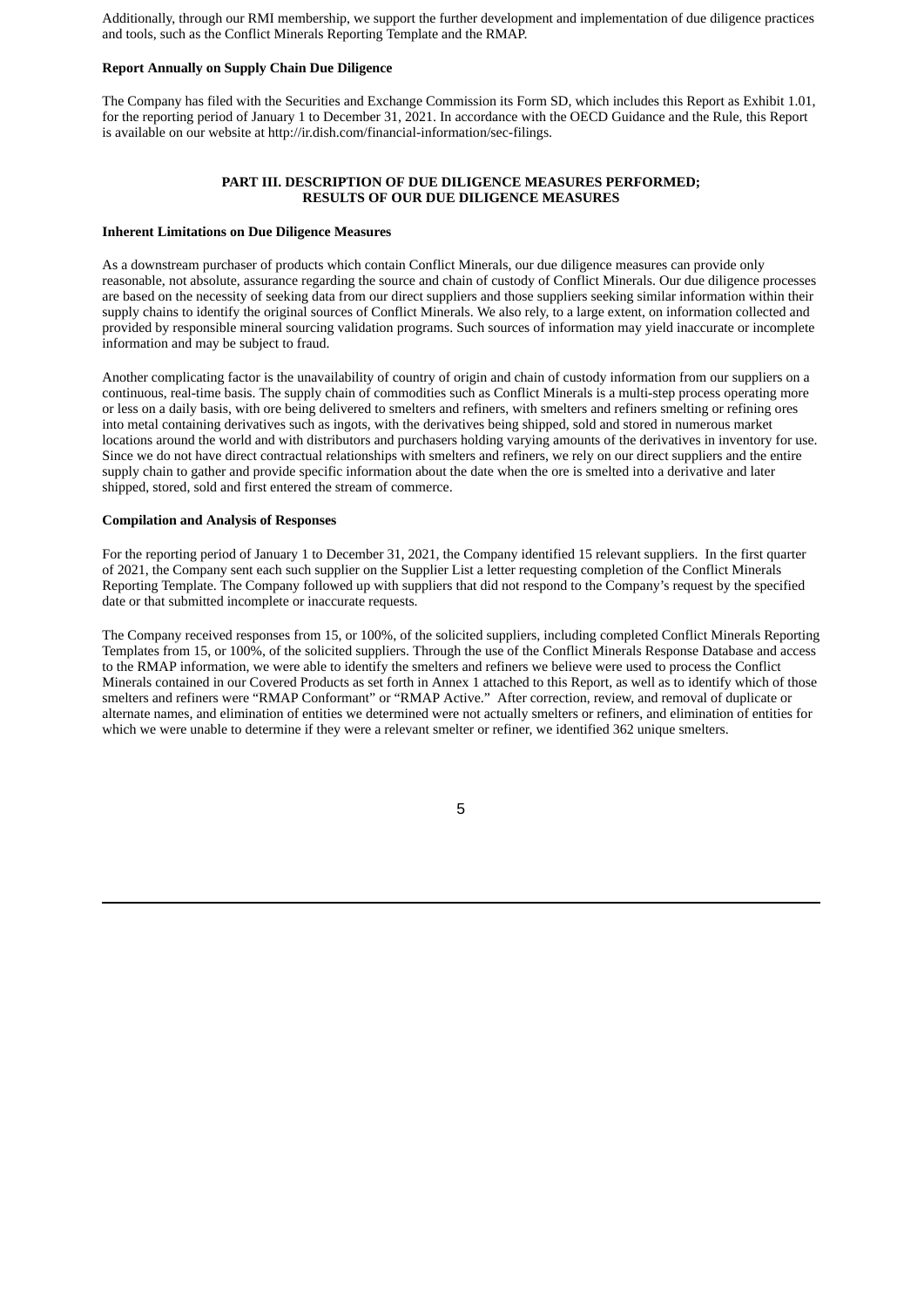Additionally, through our RMI membership, we support the further development and implementation of due diligence practices and tools, such as the Conflict Minerals Reporting Template and the RMAP.

**Report Annually on Supply Chain Due Diligence**

The Company has filed with the Securities and Exchange Commission its Form SD, which includes this Report as Exhibit 1.01, for the reporting period of January 1 to December 31, 2021. In accordance with the OECD Guidance and the Rule, this Report is available on our website at http://ir.dish.com/financial-information/sec-filings.

## PART III. DESCRIPTION OF DUE DILIGENCE MEASURES PERFORMED; RESULTS OF OUR DUE DILIGENCE MEASURES

**Inherent Limitations on Due Diligence Measures**

As a downstream purchaser of products which contain Conflict Minerals, our due diligence measures can provide only reasonable, not absolute, assurance regarding the source and chain of custody of Conflict Minerals. Our due diligence processes are based on the necessity of seeking data from our direct suppliers and those suppliers seeking similar information within their supply chains to identify the original sources of Conflict Minerals. We also rely, to a large extent, on information collected and provided by responsible mineral sourcing validation programs. Such sources of information may yield inaccurate or incomplete information and may be subject to fraud.

Another complicating factor is the unavailability of country of origin and chain of custody information from our suppliers on a continuous, real-time basis. The supply chain of commodities such as Conflict Minerals is a multi-step process operating more or less on a daily basis, with ore being delivered to smelters and refiners, with smelters and refiners smelting or refining ores into metal containing derivatives such as ingots, with the derivatives being shipped, sold and stored in numerous market locations around the world and with distributors and purchasers holding varying amounts of the derivatives in inventory for use. Since we do not have direct contractual relationships with smelters and refiners, we rely on our direct suppliers and the entire supply chain to gather and provide specific information about the date when the ore is smelted into a derivative and later shipped, stored, sold and first entered the stream of commerce.

**Compilation and Analysis of Responses**

For the reporting period of January 1 to December 31, 2021, the Company identified 15 relevant suppliers. In the first quarter of 2021, the Company sent each such supplier on the Supplier List a letter requesting completion of the Conflict Minerals Reporting Template. The Company followed up with suppliers that did not respond to the Company's request by the specified date or that submitted incomplete or inaccurate requests.

The Company received responses from 15, or 100%, of the solicited suppliers, including completed Conflict Minerals Reporting Templates from 15, or 100%, of the solicited suppliers. Through the use of the Conflict Minerals Response Database and access to the RMAP information, we were able to identify the smelters and refiners we believe were used to process the Conflict Minerals contained in our Covered Products as set forth in Annex 1 attached to this Report, as well as to identify which of those smelters and refiners were "RMAP Conformant" or "RMAP Active." After correction, review, and removal of duplicate or alternate names, and elimination of entities we determined were not actually smelters or refiners, and elimination of entities for which we were unable to determine if they were a relevant smelter or refiner, we identified 362 unique smelters.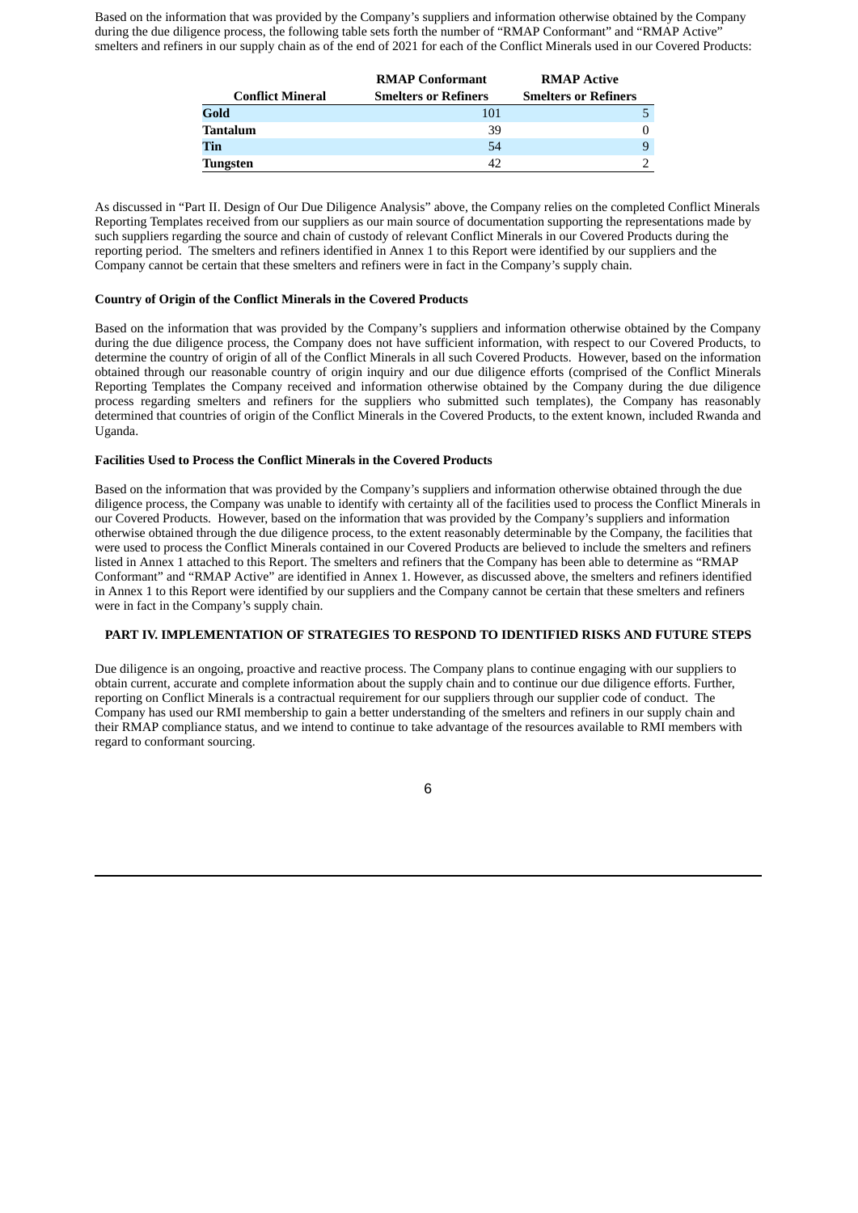Based on the information that was provided by the Company's suppliers and information otherwise obtained by the Company during the due diligence process, the following table sets forth the number of "RMAP Conformant" and "RMAP Active" smelters and refiners in our supply chain as of the end of 2021 for each of the Conflict Minerals used in our Covered Products:

| Conflict Mineral | RMAP Conformant Smelters or Refiners | RMAP Active Smelters or Refiners |
|---|---|---|
| **Gold** | 101 | 5 |
| **Tantalum** | 39 | 0 |
| **Tin** | 54 | 9 |
| **Tungsten** | 42 | 2 |

As discussed in "Part II. Design of Our Due Diligence Analysis" above, the Company relies on the completed Conflict Minerals Reporting Templates received from our suppliers as our main source of documentation supporting the representations made by such suppliers regarding the source and chain of custody of relevant Conflict Minerals in our Covered Products during the reporting period. The smelters and refiners identified in Annex 1 to this Report were identified by our suppliers and the Company cannot be certain that these smelters and refiners were in fact in the Company's supply chain.

**Country of Origin of the Conflict Minerals in the Covered Products**

Based on the information that was provided by the Company's suppliers and information otherwise obtained by the Company during the due diligence process, the Company does not have sufficient information, with respect to our Covered Products, to determine the country of origin of all of the Conflict Minerals in all such Covered Products. However, based on the information obtained through our reasonable country of origin inquiry and our due diligence efforts (comprised of the Conflict Minerals Reporting Templates the Company received and information otherwise obtained by the Company during the due diligence process regarding smelters and refiners for the suppliers who submitted such templates), the Company has reasonably determined that countries of origin of the Conflict Minerals in the Covered Products, to the extent known, included Rwanda and Uganda.

**Facilities Used to Process the Conflict Minerals in the Covered Products**

Based on the information that was provided by the Company's suppliers and information otherwise obtained through the due diligence process, the Company was unable to identify with certainty all of the facilities used to process the Conflict Minerals in our Covered Products. However, based on the information that was provided by the Company's suppliers and information otherwise obtained through the due diligence process, to the extent reasonably determinable by the Company, the facilities that were used to process the Conflict Minerals contained in our Covered Products are believed to include the smelters and refiners listed in Annex 1 attached to this Report. The smelters and refiners that the Company has been able to determine as "RMAP Conformant" and "RMAP Active" are identified in Annex 1. However, as discussed above, the smelters and refiners identified in Annex 1 to this Report were identified by our suppliers and the Company cannot be certain that these smelters and refiners were in fact in the Company's supply chain.

## PART IV. IMPLEMENTATION OF STRATEGIES TO RESPOND TO IDENTIFIED RISKS AND FUTURE STEPS

Due diligence is an ongoing, proactive and reactive process. The Company plans to continue engaging with our suppliers to obtain current, accurate and complete information about the supply chain and to continue our due diligence efforts. Further, reporting on Conflict Minerals is a contractual requirement for our suppliers through our supplier code of conduct. The Company has used our RMI membership to gain a better understanding of the smelters and refiners in our supply chain and their RMAP compliance status, and we intend to continue to take advantage of the resources available to RMI members with regard to conformant sourcing.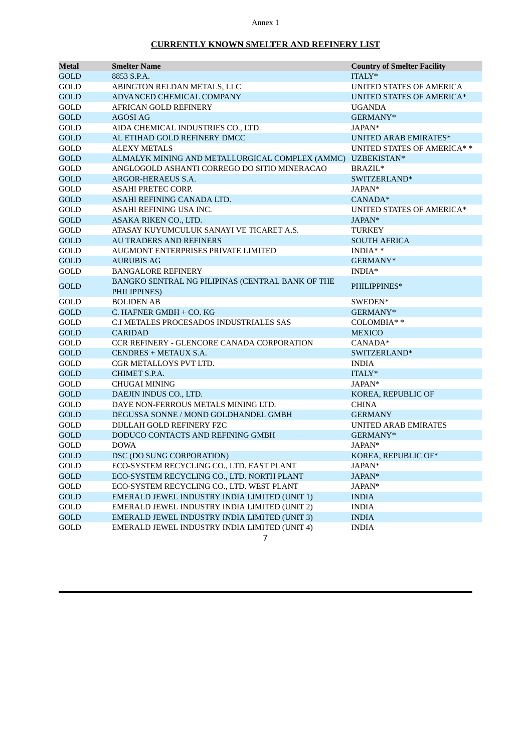Annex 1

**CURRENTLY KNOWN SMELTER AND REFINERY LIST**

| Metal | Smelter Name | Country of Smelter Facility |
|---|---|---|
| GOLD | 8853 S.P.A. | ITALY* |
| GOLD | ABINGTON RELDAN METALS, LLC | UNITED STATES OF AMERICA |
| GOLD | ADVANCED CHEMICAL COMPANY | UNITED STATES OF AMERICA* |
| GOLD | AFRICAN GOLD REFINERY | UGANDA |
| GOLD | AGOSI AG | GERMANY* |
| GOLD | AIDA CHEMICAL INDUSTRIES CO., LTD. | JAPAN* |
| GOLD | AL ETIHAD GOLD REFINERY DMCC | UNITED ARAB EMIRATES* |
| GOLD | ALEXY METALS | UNITED STATES OF AMERICA* * |
| GOLD | ALMALYK MINING AND METALLURGICAL COMPLEX (AMMC) | UZBEKISTAN* |
| GOLD | ANGLOGOLD ASHANTI CORREGO DO SITIO MINERACAO | BRAZIL* |
| GOLD | ARGOR-HERAEUS S.A. | SWITZERLAND* |
| GOLD | ASAHI PRETEC CORP. | JAPAN* |
| GOLD | ASAHI REFINING CANADA LTD. | CANADA* |
| GOLD | ASAHI REFINING USA INC. | UNITED STATES OF AMERICA* |
| GOLD | ASAKA RIKEN CO., LTD. | JAPAN* |
| GOLD | ATASAY KUYUMCULUK SANAYI VE TICARET A.S. | TURKEY |
| GOLD | AU TRADERS AND REFINERS | SOUTH AFRICA |
| GOLD | AUGMONT ENTERPRISES PRIVATE LIMITED | INDIA* * |
| GOLD | AURUBIS AG | GERMANY* |
| GOLD | BANGALORE REFINERY | INDIA* |
| GOLD | BANGKO SENTRAL NG PILIPINAS (CENTRAL BANK OF THE PHILIPPINES) | PHILIPPINES* |
| GOLD | BOLIDEN AB | SWEDEN* |
| GOLD | C. HAFNER GMBH + CO. KG | GERMANY* |
| GOLD | C.I METALES PROCESADOS INDUSTRIALES SAS | COLOMBIA* * |
| GOLD | CARIDAD | MEXICO |
| GOLD | CCR REFINERY - GLENCORE CANADA CORPORATION | CANADA* |
| GOLD | CENDRES + METAUX S.A. | SWITZERLAND* |
| GOLD | CGR METALLOYS PVT LTD. | INDIA |
| GOLD | CHIMET S.P.A. | ITALY* |
| GOLD | CHUGAI MINING | JAPAN* |
| GOLD | DAEJIN INDUS CO., LTD. | KOREA, REPUBLIC OF |
| GOLD | DAYE NON-FERROUS METALS MINING LTD. | CHINA |
| GOLD | DEGUSSA SONNE / MOND GOLDHANDEL GMBH | GERMANY |
| GOLD | DIJLLAH GOLD REFINERY FZC | UNITED ARAB EMIRATES |
| GOLD | DODUCO CONTACTS AND REFINING GMBH | GERMANY* |
| GOLD | DOWA | JAPAN* |
| GOLD | DSC (DO SUNG CORPORATION) | KOREA, REPUBLIC OF* |
| GOLD | ECO-SYSTEM RECYCLING CO., LTD. EAST PLANT | JAPAN* |
| GOLD | ECO-SYSTEM RECYCLING CO., LTD. NORTH PLANT | JAPAN* |
| GOLD | ECO-SYSTEM RECYCLING CO., LTD. WEST PLANT | JAPAN* |
| GOLD | EMERALD JEWEL INDUSTRY INDIA LIMITED (UNIT 1) | INDIA |
| GOLD | EMERALD JEWEL INDUSTRY INDIA LIMITED (UNIT 2) | INDIA |
| GOLD | EMERALD JEWEL INDUSTRY INDIA LIMITED (UNIT 3) | INDIA |
| GOLD | EMERALD JEWEL INDUSTRY INDIA LIMITED (UNIT 4) | INDIA |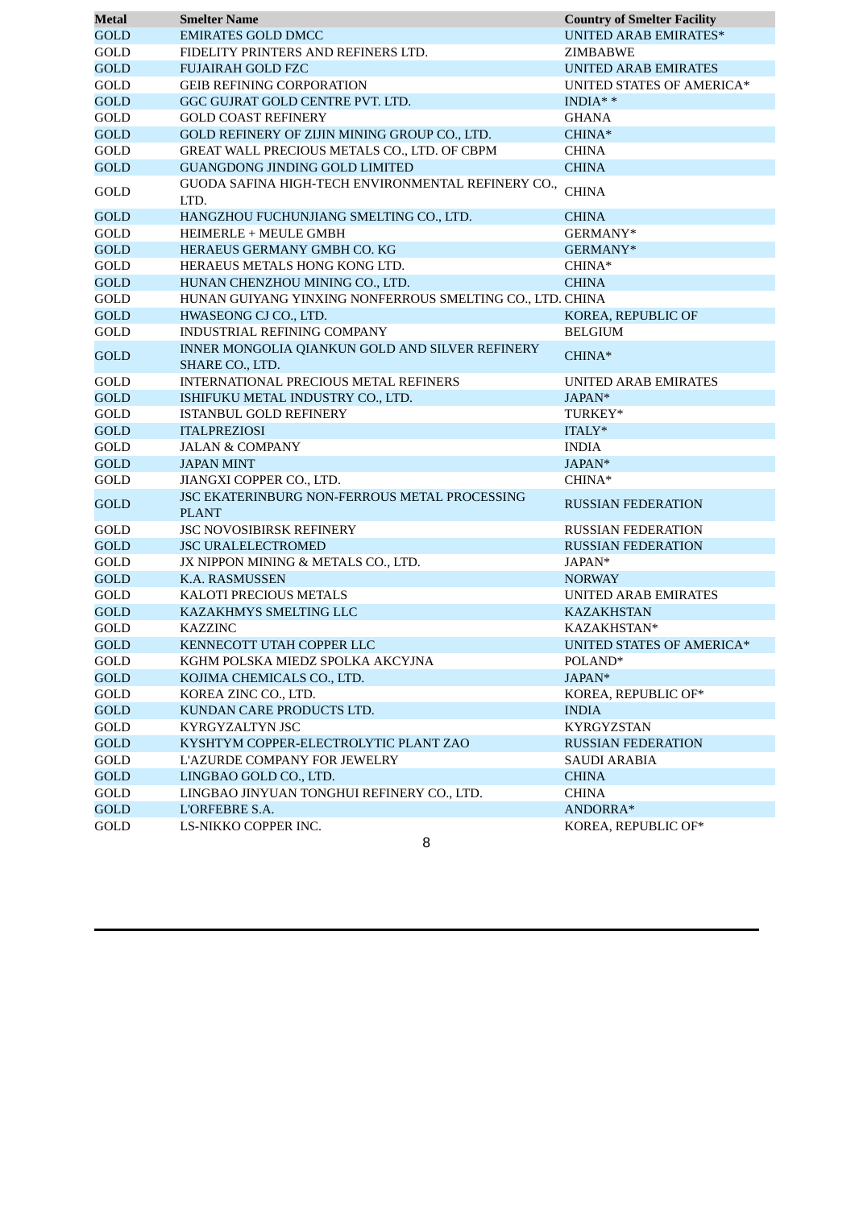| Metal | Smelter Name | Country of Smelter Facility |
|---|---|---|
| GOLD | EMIRATES GOLD DMCC | UNITED ARAB EMIRATES* |
| GOLD | FIDELITY PRINTERS AND REFINERS LTD. | ZIMBABWE |
| GOLD | FUJAIRAH GOLD FZC | UNITED ARAB EMIRATES |
| GOLD | GEIB REFINING CORPORATION | UNITED STATES OF AMERICA* |
| GOLD | GGC GUJRAT GOLD CENTRE PVT. LTD. | INDIA* * |
| GOLD | GOLD COAST REFINERY | GHANA |
| GOLD | GOLD REFINERY OF ZIJIN MINING GROUP CO., LTD. | CHINA* |
| GOLD | GREAT WALL PRECIOUS METALS CO., LTD. OF CBPM | CHINA |
| GOLD | GUANGDONG JINDING GOLD LIMITED | CHINA |
| GOLD | GUODA SAFINA HIGH-TECH ENVIRONMENTAL REFINERY CO., LTD. | CHINA |
| GOLD | HANGZHOU FUCHUNJIANG SMELTING CO., LTD. | CHINA |
| GOLD | HEIMERLE + MEULE GMBH | GERMANY* |
| GOLD | HERAEUS GERMANY GMBH CO. KG | GERMANY* |
| GOLD | HERAEUS METALS HONG KONG LTD. | CHINA* |
| GOLD | HUNAN CHENZHOU MINING CO., LTD. | CHINA |
| GOLD | HUNAN GUIYANG YINXING NONFERROUS SMELTING CO., LTD. | CHINA |
| GOLD | HWASEONG CJ CO., LTD. | KOREA, REPUBLIC OF |
| GOLD | INDUSTRIAL REFINING COMPANY | BELGIUM |
| GOLD | INNER MONGOLIA QIANKUN GOLD AND SILVER REFINERY SHARE CO., LTD. | CHINA* |
| GOLD | INTERNATIONAL PRECIOUS METAL REFINERS | UNITED ARAB EMIRATES |
| GOLD | ISHIFUKU METAL INDUSTRY CO., LTD. | JAPAN* |
| GOLD | ISTANBUL GOLD REFINERY | TURKEY* |
| GOLD | ITALPREZIOSI | ITALY* |
| GOLD | JALAN & COMPANY | INDIA |
| GOLD | JAPAN MINT | JAPAN* |
| GOLD | JIANGXI COPPER CO., LTD. | CHINA* |
| GOLD | JSC EKATERINBURG NON-FERROUS METAL PROCESSING PLANT | RUSSIAN FEDERATION |
| GOLD | JSC NOVOSIBIRSK REFINERY | RUSSIAN FEDERATION |
| GOLD | JSC URALELECTROMED | RUSSIAN FEDERATION |
| GOLD | JX NIPPON MINING & METALS CO., LTD. | JAPAN* |
| GOLD | K.A. RASMUSSEN | NORWAY |
| GOLD | KALOTI PRECIOUS METALS | UNITED ARAB EMIRATES |
| GOLD | KAZAKHMYS SMELTING LLC | KAZAKHSTAN |
| GOLD | KAZZINC | KAZAKHSTAN* |
| GOLD | KENNECOTT UTAH COPPER LLC | UNITED STATES OF AMERICA* |
| GOLD | KGHM POLSKA MIEDZ SPOLKA AKCYJNA | POLAND* |
| GOLD | KOJIMA CHEMICALS CO., LTD. | JAPAN* |
| GOLD | KOREA ZINC CO., LTD. | KOREA, REPUBLIC OF* |
| GOLD | KUNDAN CARE PRODUCTS LTD. | INDIA |
| GOLD | KYRGYZALTYN JSC | KYRGYZSTAN |
| GOLD | KYSHTYM COPPER-ELECTROLYTIC PLANT ZAO | RUSSIAN FEDERATION |
| GOLD | L'AZURDE COMPANY FOR JEWELRY | SAUDI ARABIA |
| GOLD | LINGBAO GOLD CO., LTD. | CHINA |
| GOLD | LINGBAO JINYUAN TONGHUI REFINERY CO., LTD. | CHINA |
| GOLD | L'ORFEBRE S.A. | ANDORRA* |
| GOLD | LS-NIKKO COPPER INC. | KOREA, REPUBLIC OF* |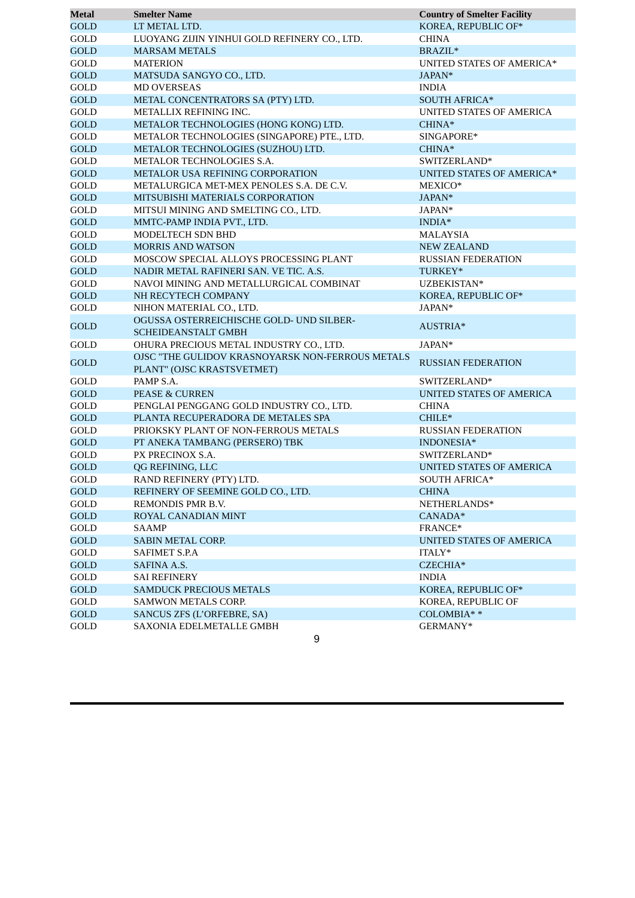| Metal | Smelter Name | Country of Smelter Facility |
|---|---|---|
| GOLD | LT METAL LTD. | KOREA, REPUBLIC OF* |
| GOLD | LUOYANG ZIJIN YINHUI GOLD REFINERY CO., LTD. | CHINA |
| GOLD | MARSAM METALS | BRAZIL* |
| GOLD | MATERION | UNITED STATES OF AMERICA* |
| GOLD | MATSUDA SANGYO CO., LTD. | JAPAN* |
| GOLD | MD OVERSEAS | INDIA |
| GOLD | METAL CONCENTRATORS SA (PTY) LTD. | SOUTH AFRICA* |
| GOLD | METALLIX REFINING INC. | UNITED STATES OF AMERICA |
| GOLD | METALOR TECHNOLOGIES (HONG KONG) LTD. | CHINA* |
| GOLD | METALOR TECHNOLOGIES (SINGAPORE) PTE., LTD. | SINGAPORE* |
| GOLD | METALOR TECHNOLOGIES (SUZHOU) LTD. | CHINA* |
| GOLD | METALOR TECHNOLOGIES S.A. | SWITZERLAND* |
| GOLD | METALOR USA REFINING CORPORATION | UNITED STATES OF AMERICA* |
| GOLD | METALURGICA MET-MEX PENOLES S.A. DE C.V. | MEXICO* |
| GOLD | MITSUBISHI MATERIALS CORPORATION | JAPAN* |
| GOLD | MITSUI MINING AND SMELTING CO., LTD. | JAPAN* |
| GOLD | MMTC-PAMP INDIA PVT., LTD. | INDIA* |
| GOLD | MODELTECH SDN BHD | MALAYSIA |
| GOLD | MORRIS AND WATSON | NEW ZEALAND |
| GOLD | MOSCOW SPECIAL ALLOYS PROCESSING PLANT | RUSSIAN FEDERATION |
| GOLD | NADIR METAL RAFINERI SAN. VE TIC. A.S. | TURKEY* |
| GOLD | NAVOI MINING AND METALLURGICAL COMBINAT | UZBEKISTAN* |
| GOLD | NH RECYTECH COMPANY | KOREA, REPUBLIC OF* |
| GOLD | NIHON MATERIAL CO., LTD. | JAPAN* |
| GOLD | OGUSSA OSTERREICHISCHE GOLD- UND SILBER-SCHEIDEANSTALT GMBH | AUSTRIA* |
| GOLD | OHURA PRECIOUS METAL INDUSTRY CO., LTD. | JAPAN* |
| GOLD | OJSC "THE GULIDOV KRASNOYARSK NON-FERROUS METALS PLANT" (OJSC KRASTSVETMET) | RUSSIAN FEDERATION |
| GOLD | PAMP S.A. | SWITZERLAND* |
| GOLD | PEASE & CURREN | UNITED STATES OF AMERICA |
| GOLD | PENGLAI PENGGANG GOLD INDUSTRY CO., LTD. | CHINA |
| GOLD | PLANTA RECUPERADORA DE METALES SPA | CHILE* |
| GOLD | PRIOKSKY PLANT OF NON-FERROUS METALS | RUSSIAN FEDERATION |
| GOLD | PT ANEKA TAMBANG (PERSERO) TBK | INDONESIA* |
| GOLD | PX PRECINOX S.A. | SWITZERLAND* |
| GOLD | QG REFINING, LLC | UNITED STATES OF AMERICA |
| GOLD | RAND REFINERY (PTY) LTD. | SOUTH AFRICA* |
| GOLD | REFINERY OF SEEMINE GOLD CO., LTD. | CHINA |
| GOLD | REMONDIS PMR B.V. | NETHERLANDS* |
| GOLD | ROYAL CANADIAN MINT | CANADA* |
| GOLD | SAAMP | FRANCE* |
| GOLD | SABIN METAL CORP. | UNITED STATES OF AMERICA |
| GOLD | SAFIMET S.P.A | ITALY* |
| GOLD | SAFINA A.S. | CZECHIA* |
| GOLD | SAI REFINERY | INDIA |
| GOLD | SAMDUCK PRECIOUS METALS | KOREA, REPUBLIC OF* |
| GOLD | SAMWON METALS CORP. | KOREA, REPUBLIC OF |
| GOLD | SANCUS ZFS (L'ORFEBRE, SA) | COLOMBIA* * |
| GOLD | SAXONIA EDELMETALLE GMBH | GERMANY* |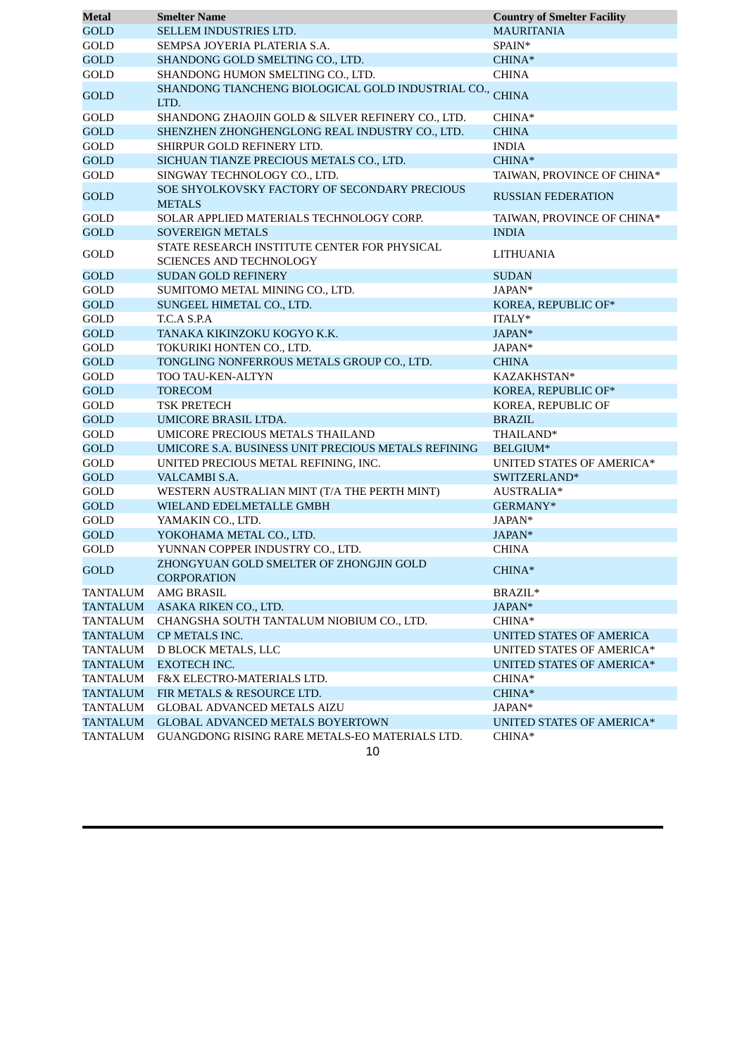| Metal | Smelter Name | Country of Smelter Facility |
|---|---|---|
| GOLD | SELLEM INDUSTRIES LTD. | MAURITANIA |
| GOLD | SEMPSA JOYERIA PLATERIA S.A. | SPAIN* |
| GOLD | SHANDONG GOLD SMELTING CO., LTD. | CHINA* |
| GOLD | SHANDONG HUMON SMELTING CO., LTD. | CHINA |
| GOLD | SHANDONG TIANCHENG BIOLOGICAL GOLD INDUSTRIAL CO., LTD. | CHINA |
| GOLD | SHANDONG ZHAOJIN GOLD & SILVER REFINERY CO., LTD. | CHINA* |
| GOLD | SHENZHEN ZHONGHENGLONG REAL INDUSTRY CO., LTD. | CHINA |
| GOLD | SHIRPUR GOLD REFINERY LTD. | INDIA |
| GOLD | SICHUAN TIANZE PRECIOUS METALS CO., LTD. | CHINA* |
| GOLD | SINGWAY TECHNOLOGY CO., LTD. | TAIWAN, PROVINCE OF CHINA* |
| GOLD | SOE SHYOLKOVSKY FACTORY OF SECONDARY PRECIOUS METALS | RUSSIAN FEDERATION |
| GOLD | SOLAR APPLIED MATERIALS TECHNOLOGY CORP. | TAIWAN, PROVINCE OF CHINA* |
| GOLD | SOVEREIGN METALS | INDIA |
| GOLD | STATE RESEARCH INSTITUTE CENTER FOR PHYSICAL SCIENCES AND TECHNOLOGY | LITHUANIA |
| GOLD | SUDAN GOLD REFINERY | SUDAN |
| GOLD | SUMITOMO METAL MINING CO., LTD. | JAPAN* |
| GOLD | SUNGEEL HIMETAL CO., LTD. | KOREA, REPUBLIC OF* |
| GOLD | T.C.A S.P.A | ITALY* |
| GOLD | TANAKA KIKINZOKU KOGYO K.K. | JAPAN* |
| GOLD | TOKURIKI HONTEN CO., LTD. | JAPAN* |
| GOLD | TONGLING NONFERROUS METALS GROUP CO., LTD. | CHINA |
| GOLD | TOO TAU-KEN-ALTYN | KAZAKHSTAN* |
| GOLD | TORECOM | KOREA, REPUBLIC OF* |
| GOLD | TSK PRETECH | KOREA, REPUBLIC OF |
| GOLD | UMICORE BRASIL LTDA. | BRAZIL |
| GOLD | UMICORE PRECIOUS METALS THAILAND | THAILAND* |
| GOLD | UMICORE S.A. BUSINESS UNIT PRECIOUS METALS REFINING | BELGIUM* |
| GOLD | UNITED PRECIOUS METAL REFINING, INC. | UNITED STATES OF AMERICA* |
| GOLD | VALCAMBI S.A. | SWITZERLAND* |
| GOLD | WESTERN AUSTRALIAN MINT (T/A THE PERTH MINT) | AUSTRALIA* |
| GOLD | WIELAND EDELMETALLE GMBH | GERMANY* |
| GOLD | YAMAKIN CO., LTD. | JAPAN* |
| GOLD | YOKOHAMA METAL CO., LTD. | JAPAN* |
| GOLD | YUNNAN COPPER INDUSTRY CO., LTD. | CHINA |
| GOLD | ZHONGYUAN GOLD SMELTER OF ZHONGJIN GOLD CORPORATION | CHINA* |
| TANTALUM | AMG BRASIL | BRAZIL* |
| TANTALUM | ASAKA RIKEN CO., LTD. | JAPAN* |
| TANTALUM | CHANGSHA SOUTH TANTALUM NIOBIUM CO., LTD. | CHINA* |
| TANTALUM | CP METALS INC. | UNITED STATES OF AMERICA |
| TANTALUM | D BLOCK METALS, LLC | UNITED STATES OF AMERICA* |
| TANTALUM | EXOTECH INC. | UNITED STATES OF AMERICA* |
| TANTALUM | F&X ELECTRO-MATERIALS LTD. | CHINA* |
| TANTALUM | FIR METALS & RESOURCE LTD. | CHINA* |
| TANTALUM | GLOBAL ADVANCED METALS AIZU | JAPAN* |
| TANTALUM | GLOBAL ADVANCED METALS BOYERTOWN | UNITED STATES OF AMERICA* |
| TANTALUM | GUANGDONG RISING RARE METALS-EO MATERIALS LTD. | CHINA* |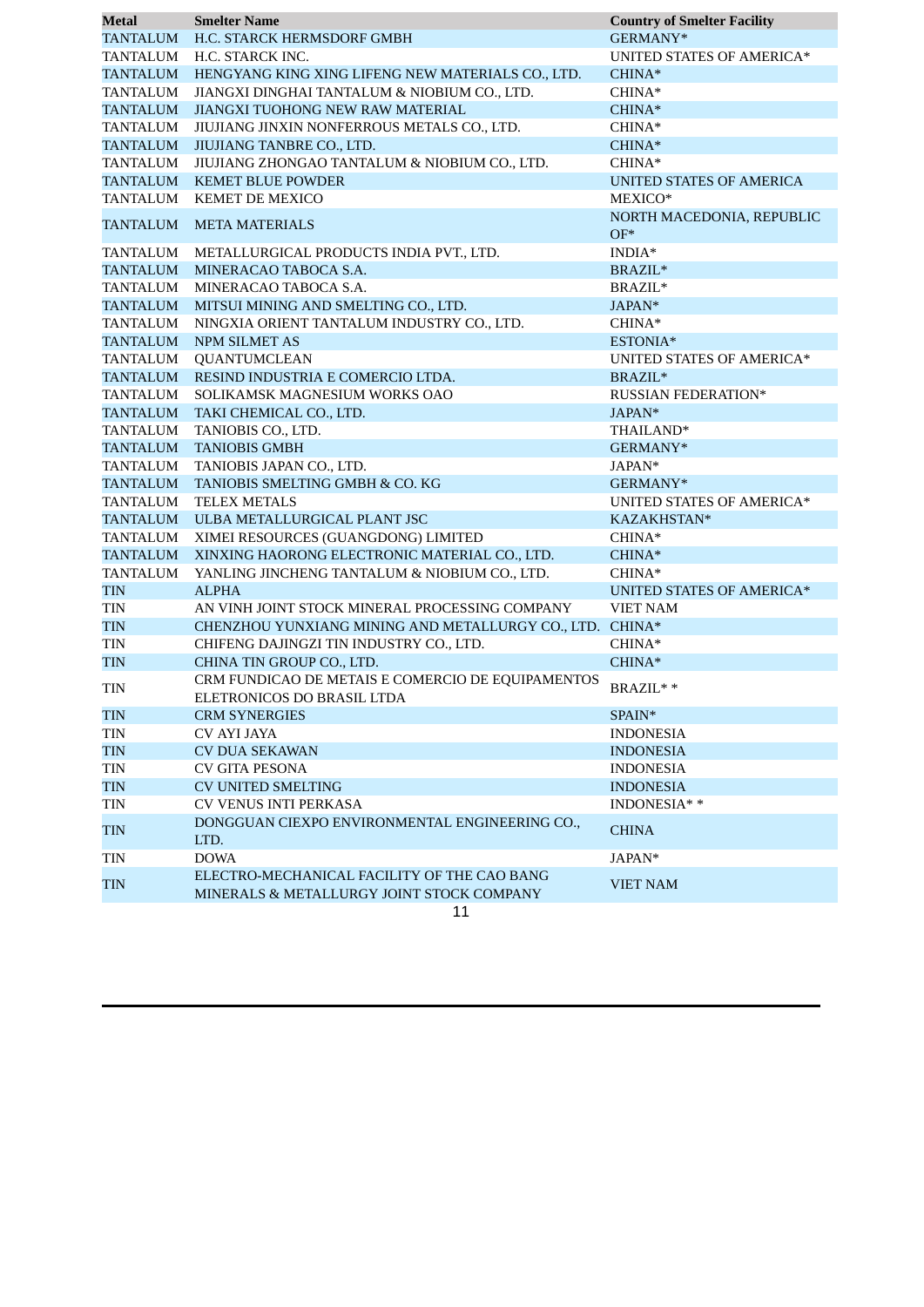| Metal | Smelter Name | Country of Smelter Facility |
|---|---|---|
| TANTALUM | H.C. STARCK HERMSDORF GMBH | GERMANY* |
| TANTALUM | H.C. STARCK INC. | UNITED STATES OF AMERICA* |
| TANTALUM | HENGYANG KING XING LIFENG NEW MATERIALS CO., LTD. | CHINA* |
| TANTALUM | JIANGXI DINGHAI TANTALUM & NIOBIUM CO., LTD. | CHINA* |
| TANTALUM | JIANGXI TUOHONG NEW RAW MATERIAL | CHINA* |
| TANTALUM | JIUJIANG JINXIN NONFERROUS METALS CO., LTD. | CHINA* |
| TANTALUM | JIUJIANG TANBRE CO., LTD. | CHINA* |
| TANTALUM | JIUJIANG ZHONGAO TANTALUM & NIOBIUM CO., LTD. | CHINA* |
| TANTALUM | KEMET BLUE POWDER | UNITED STATES OF AMERICA |
| TANTALUM | KEMET DE MEXICO | MEXICO* |
| TANTALUM | META MATERIALS | NORTH MACEDONIA, REPUBLIC OF* |
| TANTALUM | METALLURGICAL PRODUCTS INDIA PVT., LTD. | INDIA* |
| TANTALUM | MINERACAO TABOCA S.A. | BRAZIL* |
| TANTALUM | MINERACAO TABOCA S.A. | BRAZIL* |
| TANTALUM | MITSUI MINING AND SMELTING CO., LTD. | JAPAN* |
| TANTALUM | NINGXIA ORIENT TANTALUM INDUSTRY CO., LTD. | CHINA* |
| TANTALUM | NPM SILMET AS | ESTONIA* |
| TANTALUM | QUANTUMCLEAN | UNITED STATES OF AMERICA* |
| TANTALUM | RESIND INDUSTRIA E COMERCIO LTDA. | BRAZIL* |
| TANTALUM | SOLIKAMSK MAGNESIUM WORKS OAO | RUSSIAN FEDERATION* |
| TANTALUM | TAKI CHEMICAL CO., LTD. | JAPAN* |
| TANTALUM | TANIOBIS CO., LTD. | THAILAND* |
| TANTALUM | TANIOBIS GMBH | GERMANY* |
| TANTALUM | TANIOBIS JAPAN CO., LTD. | JAPAN* |
| TANTALUM | TANIOBIS SMELTING GMBH & CO. KG | GERMANY* |
| TANTALUM | TELEX METALS | UNITED STATES OF AMERICA* |
| TANTALUM | ULBA METALLURGICAL PLANT JSC | KAZAKHSTAN* |
| TANTALUM | XIMEI RESOURCES (GUANGDONG) LIMITED | CHINA* |
| TANTALUM | XINXING HAORONG ELECTRONIC MATERIAL CO., LTD. | CHINA* |
| TANTALUM | YANLING JINCHENG TANTALUM & NIOBIUM CO., LTD. | CHINA* |
| TIN | ALPHA | UNITED STATES OF AMERICA* |
| TIN | AN VINH JOINT STOCK MINERAL PROCESSING COMPANY | VIET NAM |
| TIN | CHENZHOU YUNXIANG MINING AND METALLURGY CO., LTD. | CHINA* |
| TIN | CHIFENG DAJINGZI TIN INDUSTRY CO., LTD. | CHINA* |
| TIN | CHINA TIN GROUP CO., LTD. | CHINA* |
| TIN | CRM FUNDICAO DE METAIS E COMERCIO DE EQUIPAMENTOS ELETRONICOS DO BRASIL LTDA | BRAZIL* * |
| TIN | CRM SYNERGIES | SPAIN* |
| TIN | CV AYI JAYA | INDONESIA |
| TIN | CV DUA SEKAWAN | INDONESIA |
| TIN | CV GITA PESONA | INDONESIA |
| TIN | CV UNITED SMELTING | INDONESIA |
| TIN | CV VENUS INTI PERKASA | INDONESIA* * |
| TIN | DONGGUAN CIEXPO ENVIRONMENTAL ENGINEERING CO., LTD. | CHINA |
| TIN | DOWA | JAPAN* |
| TIN | ELECTRO-MECHANICAL FACILITY OF THE CAO BANG MINERALS & METALLURGY JOINT STOCK COMPANY | VIET NAM |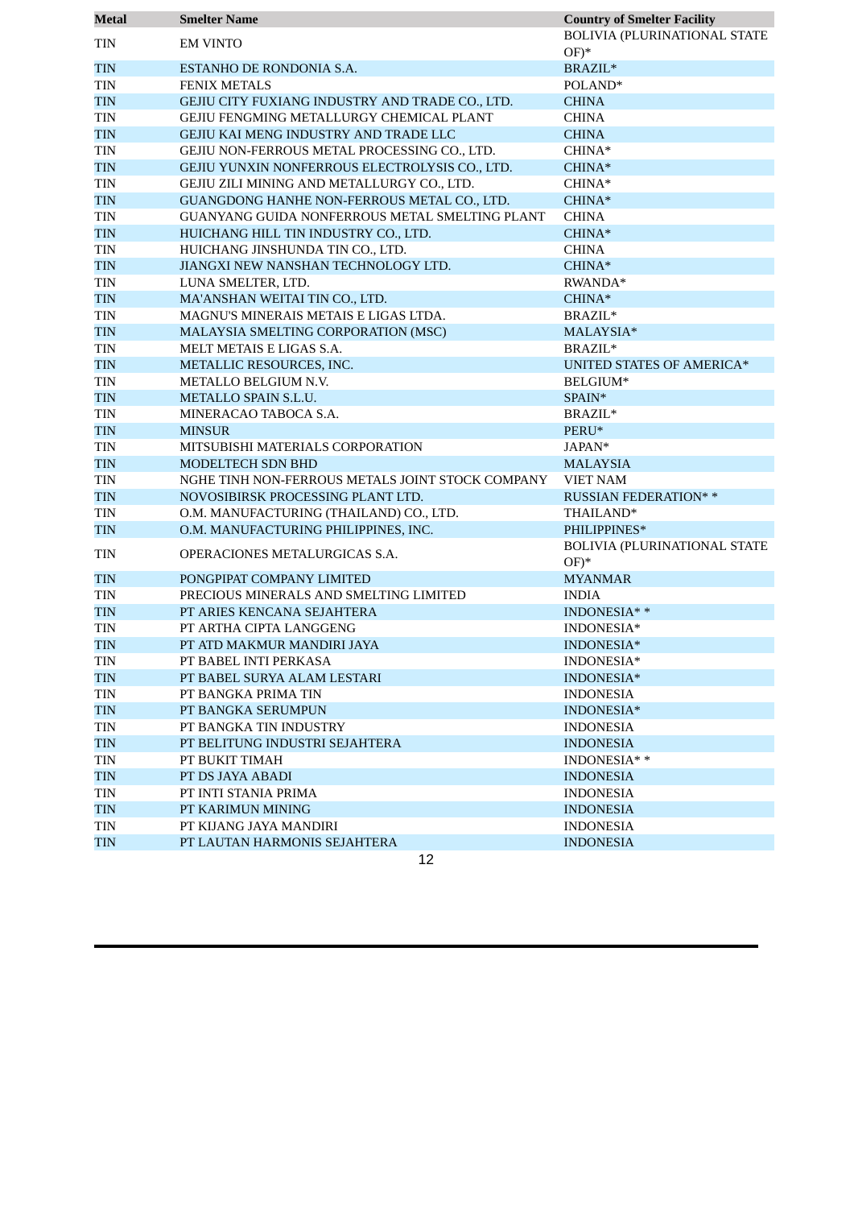| Metal | Smelter Name | Country of Smelter Facility |
|---|---|---|
| TIN | EM VINTO | BOLIVIA (PLURINATIONAL STATE OF)* |
| TIN | ESTANHO DE RONDONIA S.A. | BRAZIL* |
| TIN | FENIX METALS | POLAND* |
| TIN | GEJIU CITY FUXIANG INDUSTRY AND TRADE CO., LTD. | CHINA |
| TIN | GEJIU FENGMING METALLURGY CHEMICAL PLANT | CHINA |
| TIN | GEJIU KAI MENG INDUSTRY AND TRADE LLC | CHINA |
| TIN | GEJIU NON-FERROUS METAL PROCESSING CO., LTD. | CHINA* |
| TIN | GEJIU YUNXIN NONFERROUS ELECTROLYSIS CO., LTD. | CHINA* |
| TIN | GEJIU ZILI MINING AND METALLURGY CO., LTD. | CHINA* |
| TIN | GUANGDONG HANHE NON-FERROUS METAL CO., LTD. | CHINA* |
| TIN | GUANYANG GUIDA NONFERROUS METAL SMELTING PLANT | CHINA |
| TIN | HUICHANG HILL TIN INDUSTRY CO., LTD. | CHINA* |
| TIN | HUICHANG JINSHUNDA TIN CO., LTD. | CHINA |
| TIN | JIANGXI NEW NANSHAN TECHNOLOGY LTD. | CHINA* |
| TIN | LUNA SMELTER, LTD. | RWANDA* |
| TIN | MA'ANSHAN WEITAI TIN CO., LTD. | CHINA* |
| TIN | MAGNU'S MINERAIS METAIS E LIGAS LTDA. | BRAZIL* |
| TIN | MALAYSIA SMELTING CORPORATION (MSC) | MALAYSIA* |
| TIN | MELT METAIS E LIGAS S.A. | BRAZIL* |
| TIN | METALLIC RESOURCES, INC. | UNITED STATES OF AMERICA* |
| TIN | METALLO BELGIUM N.V. | BELGIUM* |
| TIN | METALLO SPAIN S.L.U. | SPAIN* |
| TIN | MINERACAO TABOCA S.A. | BRAZIL* |
| TIN | MINSUR | PERU* |
| TIN | MITSUBISHI MATERIALS CORPORATION | JAPAN* |
| TIN | MODELTECH SDN BHD | MALAYSIA |
| TIN | NGHE TINH NON-FERROUS METALS JOINT STOCK COMPANY | VIET NAM |
| TIN | NOVOSIBIRSK PROCESSING PLANT LTD. | RUSSIAN FEDERATION* * |
| TIN | O.M. MANUFACTURING (THAILAND) CO., LTD. | THAILAND* |
| TIN | O.M. MANUFACTURING PHILIPPINES, INC. | PHILIPPINES* |
| TIN | OPERACIONES METALURGICAS S.A. | BOLIVIA (PLURINATIONAL STATE OF)* |
| TIN | PONGPIPAT COMPANY LIMITED | MYANMAR |
| TIN | PRECIOUS MINERALS AND SMELTING LIMITED | INDIA |
| TIN | PT ARIES KENCANA SEJAHTERA | INDONESIA* * |
| TIN | PT ARTHA CIPTA LANGGENG | INDONESIA* |
| TIN | PT ATD MAKMUR MANDIRI JAYA | INDONESIA* |
| TIN | PT BABEL INTI PERKASA | INDONESIA* |
| TIN | PT BABEL SURYA ALAM LESTARI | INDONESIA* |
| TIN | PT BANGKA PRIMA TIN | INDONESIA |
| TIN | PT BANGKA SERUMPUN | INDONESIA* |
| TIN | PT BANGKA TIN INDUSTRY | INDONESIA |
| TIN | PT BELITUNG INDUSTRI SEJAHTERA | INDONESIA |
| TIN | PT BUKIT TIMAH | INDONESIA* * |
| TIN | PT DS JAYA ABADI | INDONESIA |
| TIN | PT INTI STANIA PRIMA | INDONESIA |
| TIN | PT KARIMUN MINING | INDONESIA |
| TIN | PT KIJANG JAYA MANDIRI | INDONESIA |
| TIN | PT LAUTAN HARMONIS SEJAHTERA | INDONESIA |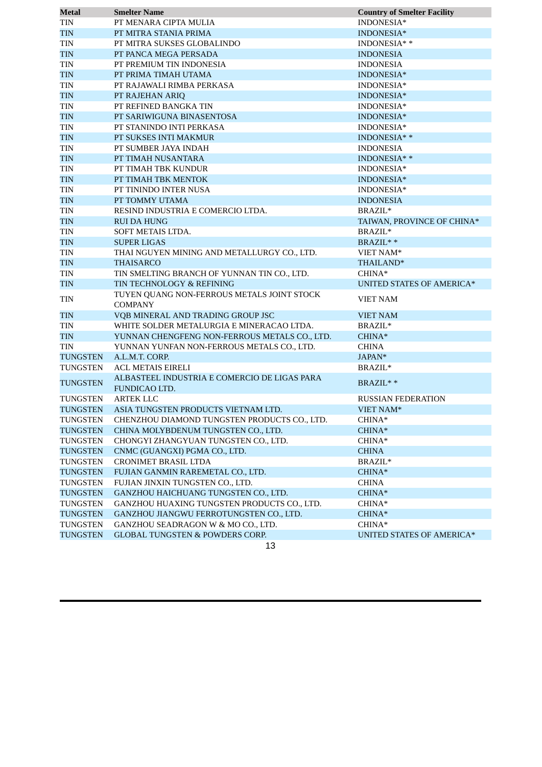| Metal | Smelter Name | Country of Smelter Facility |
|---|---|---|
| TIN | PT MENARA CIPTA MULIA | INDONESIA* |
| TIN | PT MITRA STANIA PRIMA | INDONESIA* |
| TIN | PT MITRA SUKSES GLOBALINDO | INDONESIA* * |
| TIN | PT PANCA MEGA PERSADA | INDONESIA |
| TIN | PT PREMIUM TIN INDONESIA | INDONESIA |
| TIN | PT PRIMA TIMAH UTAMA | INDONESIA* |
| TIN | PT RAJAWALI RIMBA PERKASA | INDONESIA* |
| TIN | PT RAJEHAN ARIQ | INDONESIA* |
| TIN | PT REFINED BANGKA TIN | INDONESIA* |
| TIN | PT SARIWIGUNA BINASENTOSA | INDONESIA* |
| TIN | PT STANINDO INTI PERKASA | INDONESIA* |
| TIN | PT SUKSES INTI MAKMUR | INDONESIA* * |
| TIN | PT SUMBER JAYA INDAH | INDONESIA |
| TIN | PT TIMAH NUSANTARA | INDONESIA* * |
| TIN | PT TIMAH TBK KUNDUR | INDONESIA* |
| TIN | PT TIMAH TBK MENTOK | INDONESIA* |
| TIN | PT TININDO INTER NUSA | INDONESIA* |
| TIN | PT TOMMY UTAMA | INDONESIA |
| TIN | RESIND INDUSTRIA E COMERCIO LTDA. | BRAZIL* |
| TIN | RUI DA HUNG | TAIWAN, PROVINCE OF CHINA* |
| TIN | SOFT METAIS LTDA. | BRAZIL* |
| TIN | SUPER LIGAS | BRAZIL* * |
| TIN | THAI NGUYEN MINING AND METALLURGY CO., LTD. | VIET NAM* |
| TIN | THAISARCO | THAILAND* |
| TIN | TIN SMELTING BRANCH OF YUNNAN TIN CO., LTD. | CHINA* |
| TIN | TIN TECHNOLOGY & REFINING | UNITED STATES OF AMERICA* |
| TIN | TUYEN QUANG NON-FERROUS METALS JOINT STOCK COMPANY | VIET NAM |
| TIN | VQB MINERAL AND TRADING GROUP JSC | VIET NAM |
| TIN | WHITE SOLDER METALURGIA E MINERACAO LTDA. | BRAZIL* |
| TIN | YUNNAN CHENGFENG NON-FERROUS METALS CO., LTD. | CHINA* |
| TIN | YUNNAN YUNFAN NON-FERROUS METALS CO., LTD. | CHINA |
| TUNGSTEN | A.L.M.T. CORP. | JAPAN* |
| TUNGSTEN | ACL METAIS EIRELI | BRAZIL* |
| TUNGSTEN | ALBASTEEL INDUSTRIA E COMERCIO DE LIGAS PARA FUNDICAO LTD. | BRAZIL* * |
| TUNGSTEN | ARTEK LLC | RUSSIAN FEDERATION |
| TUNGSTEN | ASIA TUNGSTEN PRODUCTS VIETNAM LTD. | VIET NAM* |
| TUNGSTEN | CHENZHOU DIAMOND TUNGSTEN PRODUCTS CO., LTD. | CHINA* |
| TUNGSTEN | CHINA MOLYBDENUM TUNGSTEN CO., LTD. | CHINA* |
| TUNGSTEN | CHONGYI ZHANGYUAN TUNGSTEN CO., LTD. | CHINA* |
| TUNGSTEN | CNMC (GUANGXI) PGMA CO., LTD. | CHINA |
| TUNGSTEN | CRONIMET BRASIL LTDA | BRAZIL* |
| TUNGSTEN | FUJIAN GANMIN RAREMETAL CO., LTD. | CHINA* |
| TUNGSTEN | FUJIAN JINXIN TUNGSTEN CO., LTD. | CHINA |
| TUNGSTEN | GANZHOU HAICHUANG TUNGSTEN CO., LTD. | CHINA* |
| TUNGSTEN | GANZHOU HUAXING TUNGSTEN PRODUCTS CO., LTD. | CHINA* |
| TUNGSTEN | GANZHOU JIANGWU FERROTUNGSTEN CO., LTD. | CHINA* |
| TUNGSTEN | GANZHOU SEADRAGON W & MO CO., LTD. | CHINA* |
| TUNGSTEN | GLOBAL TUNGSTEN & POWDERS CORP. | UNITED STATES OF AMERICA* |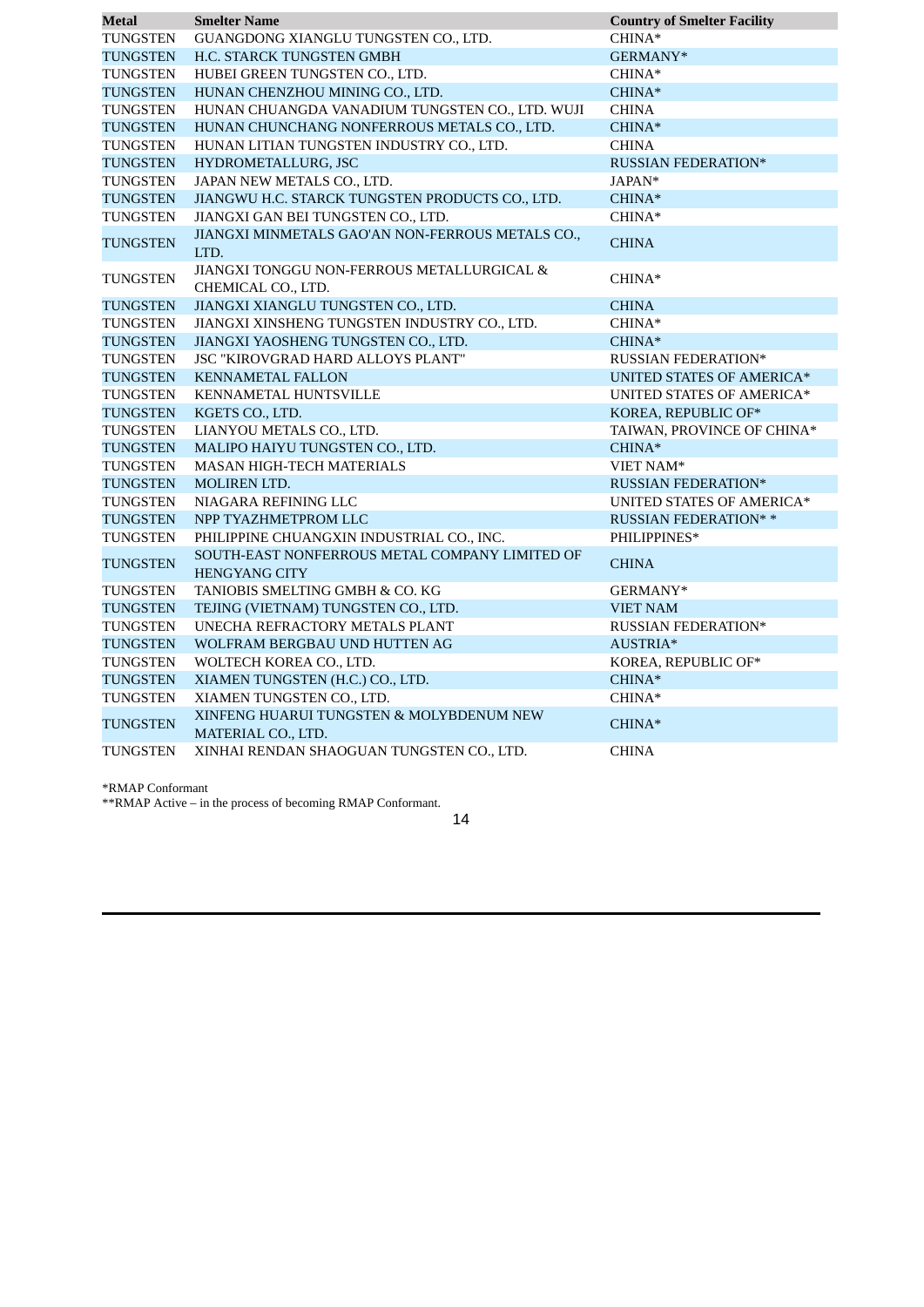| Metal | Smelter Name | Country of Smelter Facility |
|---|---|---|
| TUNGSTEN | GUANGDONG XIANGLU TUNGSTEN CO., LTD. | CHINA* |
| TUNGSTEN | H.C. STARCK TUNGSTEN GMBH | GERMANY* |
| TUNGSTEN | HUBEI GREEN TUNGSTEN CO., LTD. | CHINA* |
| TUNGSTEN | HUNAN CHENZHOU MINING CO., LTD. | CHINA* |
| TUNGSTEN | HUNAN CHUANGDA VANADIUM TUNGSTEN CO., LTD. WUJI | CHINA |
| TUNGSTEN | HUNAN CHUNCHANG NONFERROUS METALS CO., LTD. | CHINA* |
| TUNGSTEN | HUNAN LITIAN TUNGSTEN INDUSTRY CO., LTD. | CHINA |
| TUNGSTEN | HYDROMETALLURG, JSC | RUSSIAN FEDERATION* |
| TUNGSTEN | JAPAN NEW METALS CO., LTD. | JAPAN* |
| TUNGSTEN | JIANGWU H.C. STARCK TUNGSTEN PRODUCTS CO., LTD. | CHINA* |
| TUNGSTEN | JIANGXI GAN BEI TUNGSTEN CO., LTD. | CHINA* |
| TUNGSTEN | JIANGXI MINMETALS GAO'AN NON-FERROUS METALS CO., LTD. | CHINA |
| TUNGSTEN | JIANGXI TONGGU NON-FERROUS METALLURGICAL & CHEMICAL CO., LTD. | CHINA* |
| TUNGSTEN | JIANGXI XIANGLU TUNGSTEN CO., LTD. | CHINA |
| TUNGSTEN | JIANGXI XINSHENG TUNGSTEN INDUSTRY CO., LTD. | CHINA* |
| TUNGSTEN | JIANGXI YAOSHENG TUNGSTEN CO., LTD. | CHINA* |
| TUNGSTEN | JSC "KIROVGRAD HARD ALLOYS PLANT" | RUSSIAN FEDERATION* |
| TUNGSTEN | KENNAMETAL FALLON | UNITED STATES OF AMERICA* |
| TUNGSTEN | KENNAMETAL HUNTSVILLE | UNITED STATES OF AMERICA* |
| TUNGSTEN | KGETS CO., LTD. | KOREA, REPUBLIC OF* |
| TUNGSTEN | LIANYOU METALS CO., LTD. | TAIWAN, PROVINCE OF CHINA* |
| TUNGSTEN | MALIPO HAIYU TUNGSTEN CO., LTD. | CHINA* |
| TUNGSTEN | MASAN HIGH-TECH MATERIALS | VIET NAM* |
| TUNGSTEN | MOLIREN LTD. | RUSSIAN FEDERATION* |
| TUNGSTEN | NIAGARA REFINING LLC | UNITED STATES OF AMERICA* |
| TUNGSTEN | NPP TYAZHMETPROM LLC | RUSSIAN FEDERATION** |
| TUNGSTEN | PHILIPPINE CHUANGXIN INDUSTRIAL CO., INC. | PHILIPPINES* |
| TUNGSTEN | SOUTH-EAST NONFERROUS METAL COMPANY LIMITED OF HENGYANG CITY | CHINA |
| TUNGSTEN | TANIOBIS SMELTING GMBH & CO. KG | GERMANY* |
| TUNGSTEN | TEJING (VIETNAM) TUNGSTEN CO., LTD. | VIET NAM |
| TUNGSTEN | UNECHA REFRACTORY METALS PLANT | RUSSIAN FEDERATION* |
| TUNGSTEN | WOLFRAM BERGBAU UND HUTTEN AG | AUSTRIA* |
| TUNGSTEN | WOLTECH KOREA CO., LTD. | KOREA, REPUBLIC OF* |
| TUNGSTEN | XIAMEN TUNGSTEN (H.C.) CO., LTD. | CHINA* |
| TUNGSTEN | XIAMEN TUNGSTEN CO., LTD. | CHINA* |
| TUNGSTEN | XINFENG HUARUI TUNGSTEN & MOLYBDENUM NEW MATERIAL CO., LTD. | CHINA* |
| TUNGSTEN | XINHAI RENDAN SHAOGUAN TUNGSTEN CO., LTD. | CHINA |

*RMAP Conformant
**RMAP Active – in the process of becoming RMAP Conformant.